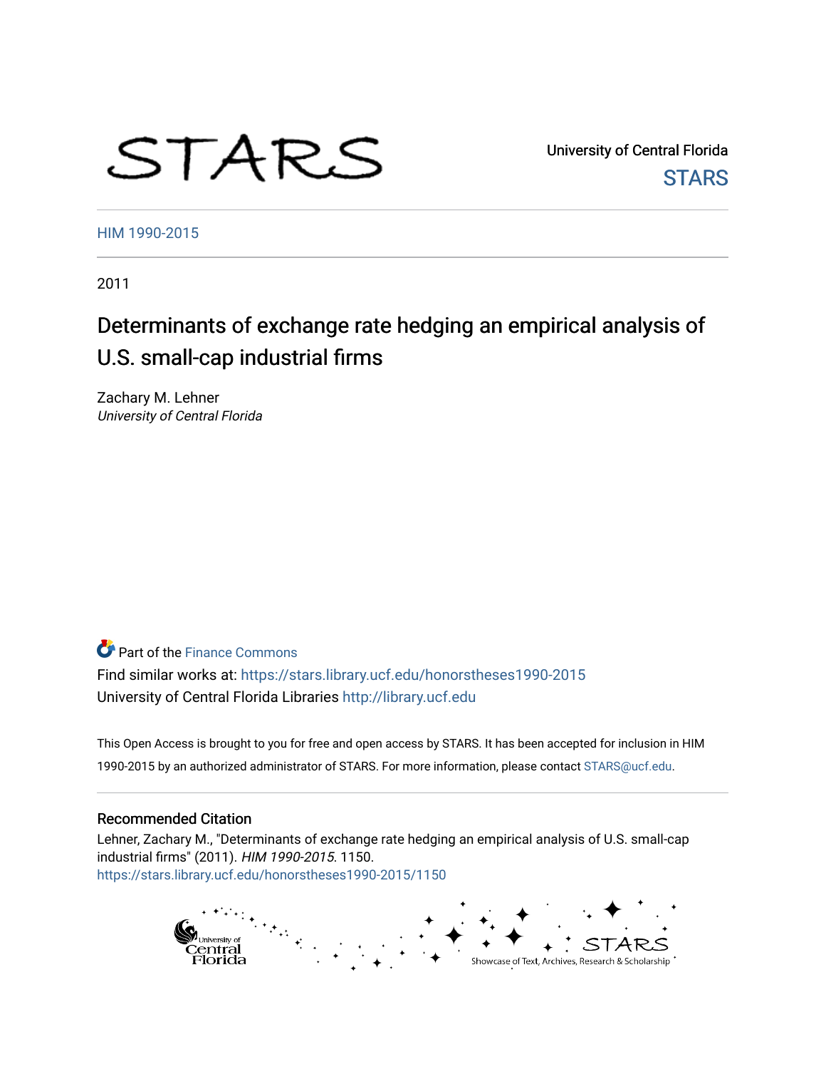STARS

University of Central Florida
STARS

HIM 1990-2015

2011

# Determinants of exchange rate hedging an empirical analysis of U.S. small-cap industrial firms

Zachary M. Lehner
*University of Central Florida*

Part of the Finance Commons

Find similar works at: https://stars.library.ucf.edu/honorstheses1990-2015

University of Central Florida Libraries http://library.ucf.edu

This Open Access is brought to you for free and open access by STARS. It has been accepted for inclusion in HIM 1990-2015 by an authorized administrator of STARS. For more information, please contact STARS@ucf.edu.

### Recommended Citation

Lehner, Zachary M., "Determinants of exchange rate hedging an empirical analysis of U.S. small-cap industrial firms" (2011). *HIM 1990-2015*. 1150.
https://stars.library.ucf.edu/honorstheses1990-2015/1150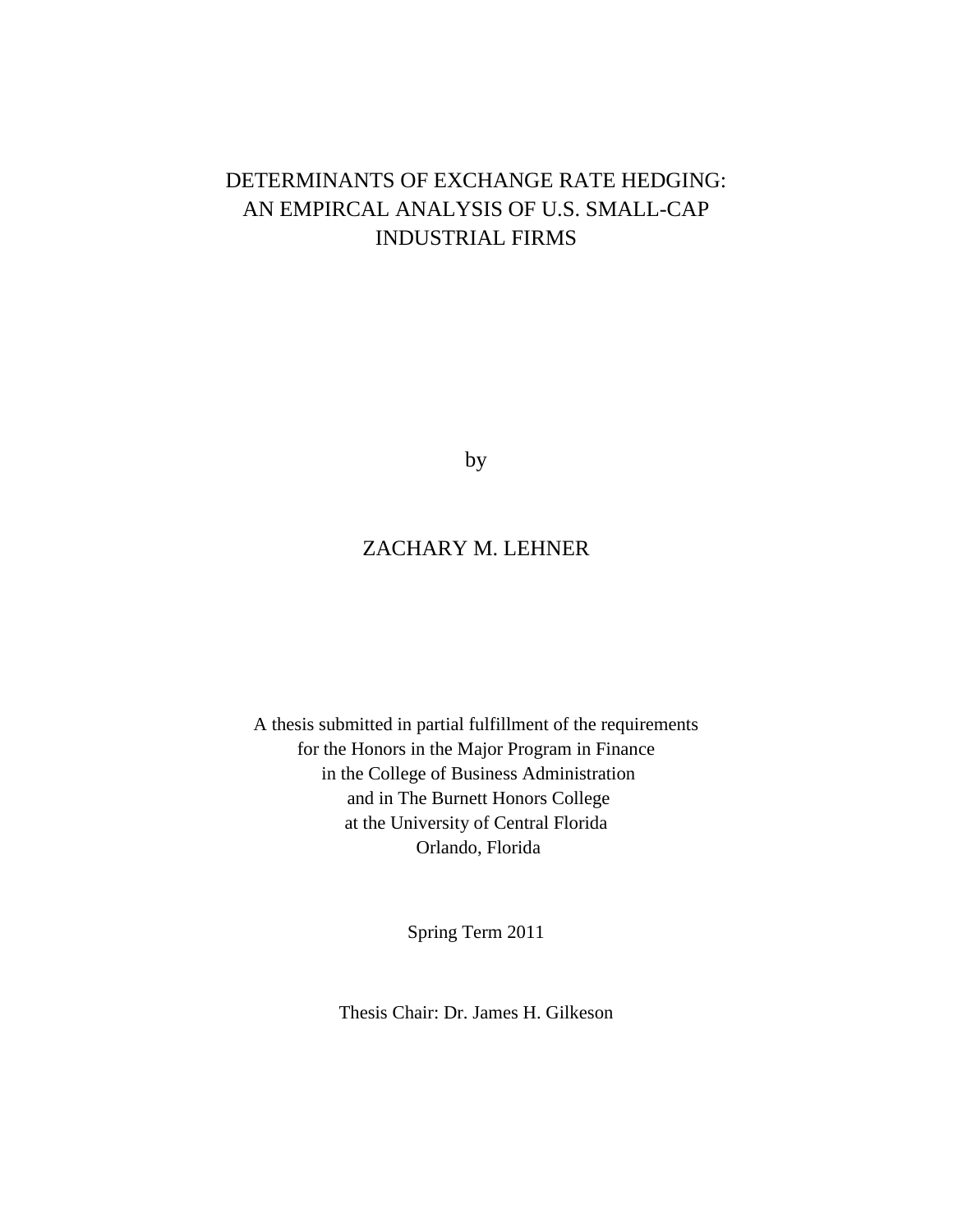# DETERMINANTS OF EXCHANGE RATE HEDGING: AN EMPIRCAL ANALYSIS OF U.S. SMALL-CAP INDUSTRIAL FIRMS

by

ZACHARY M. LEHNER

A thesis submitted in partial fulfillment of the requirements
for the Honors in the Major Program in Finance
in the College of Business Administration
and in The Burnett Honors College
at the University of Central Florida
Orlando, Florida

Spring Term 2011

Thesis Chair: Dr. James H. Gilkeson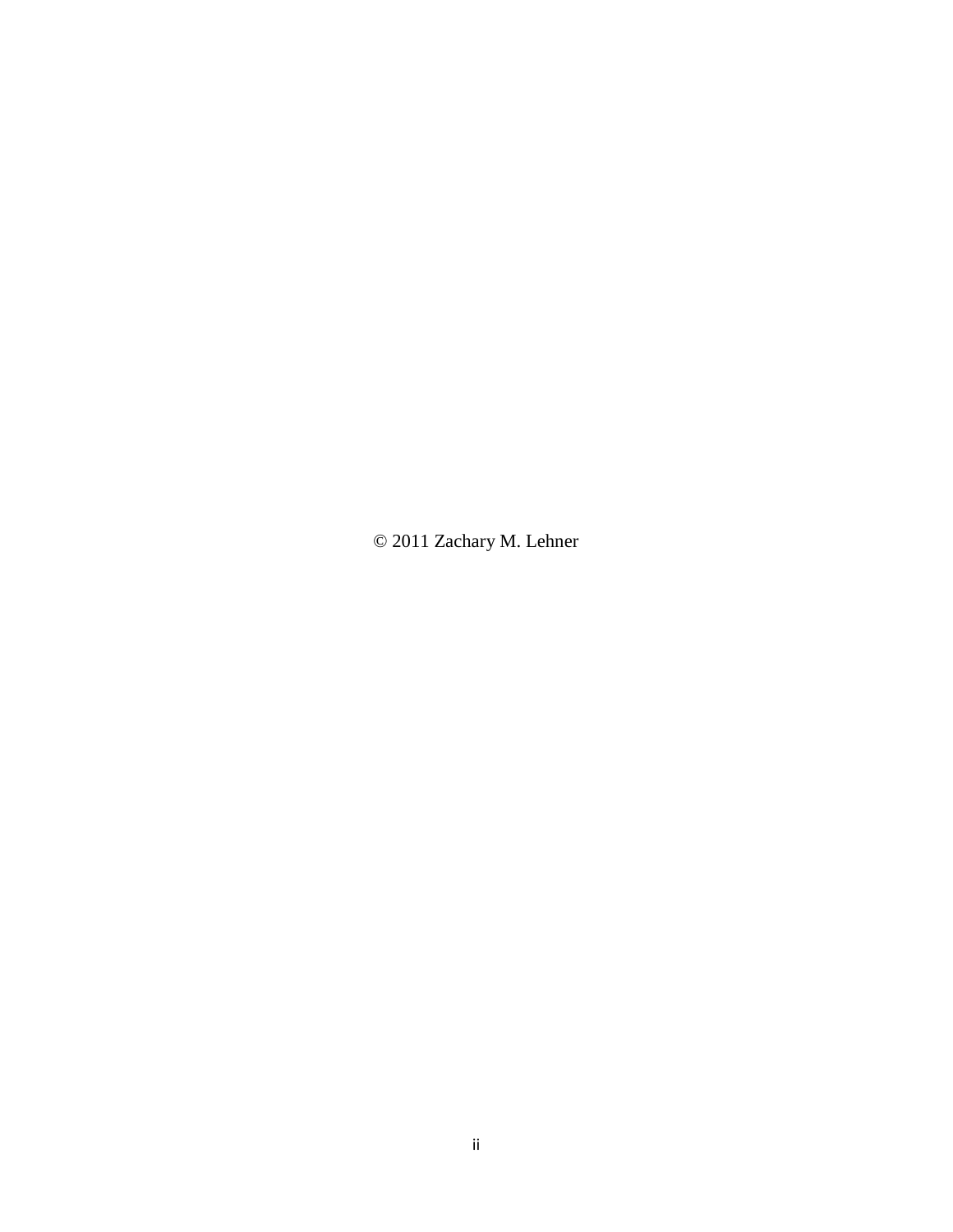© 2011 Zachary M. Lehner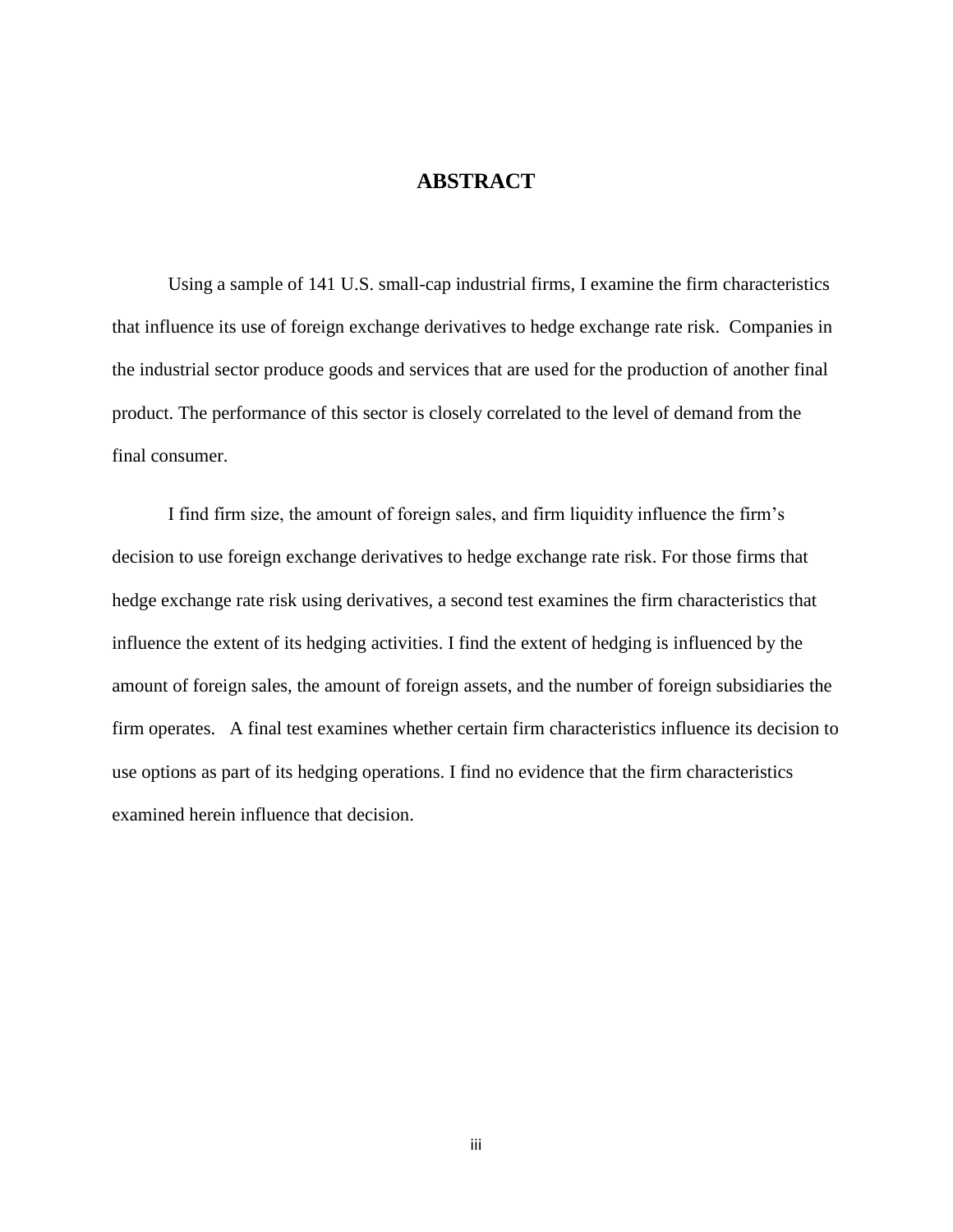# ABSTRACT

Using a sample of 141 U.S. small-cap industrial firms, I examine the firm characteristics that influence its use of foreign exchange derivatives to hedge exchange rate risk. Companies in the industrial sector produce goods and services that are used for the production of another final product. The performance of this sector is closely correlated to the level of demand from the final consumer.

I find firm size, the amount of foreign sales, and firm liquidity influence the firm's decision to use foreign exchange derivatives to hedge exchange rate risk. For those firms that hedge exchange rate risk using derivatives, a second test examines the firm characteristics that influence the extent of its hedging activities. I find the extent of hedging is influenced by the amount of foreign sales, the amount of foreign assets, and the number of foreign subsidiaries the firm operates. A final test examines whether certain firm characteristics influence its decision to use options as part of its hedging operations. I find no evidence that the firm characteristics examined herein influence that decision.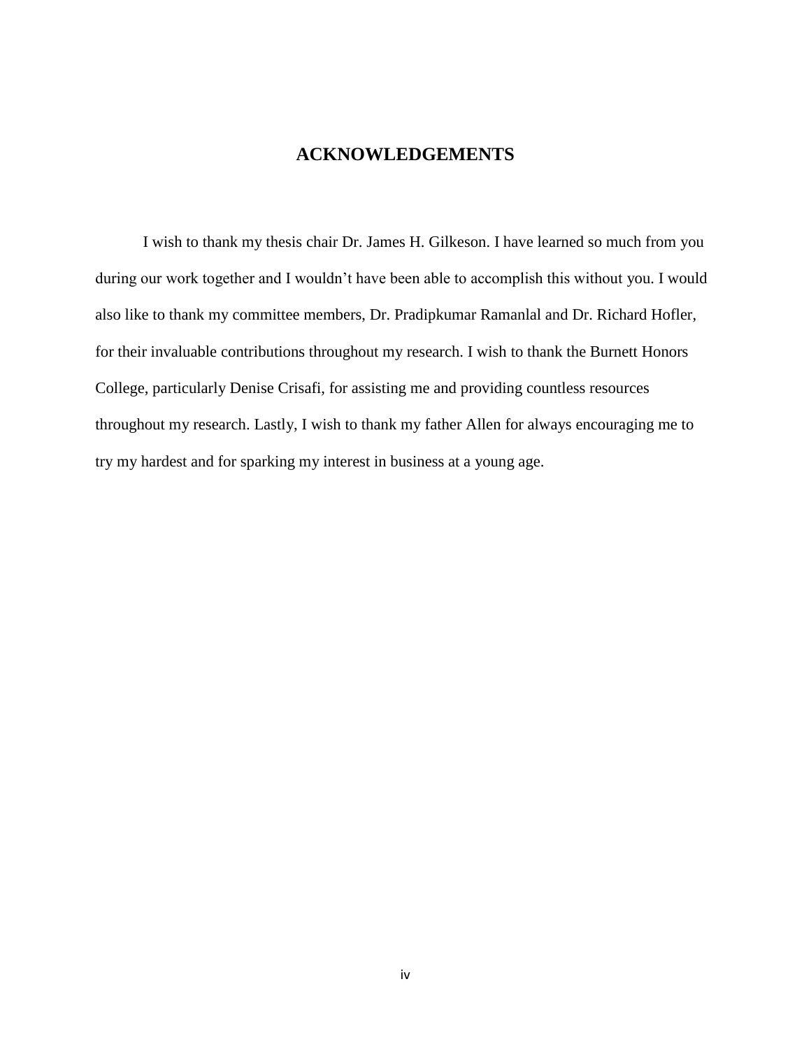# ACKNOWLEDGEMENTS

I wish to thank my thesis chair Dr. James H. Gilkeson. I have learned so much from you during our work together and I wouldn't have been able to accomplish this without you. I would also like to thank my committee members, Dr. Pradipkumar Ramanlal and Dr. Richard Hofler, for their invaluable contributions throughout my research. I wish to thank the Burnett Honors College, particularly Denise Crisafi, for assisting me and providing countless resources throughout my research. Lastly, I wish to thank my father Allen for always encouraging me to try my hardest and for sparking my interest in business at a young age.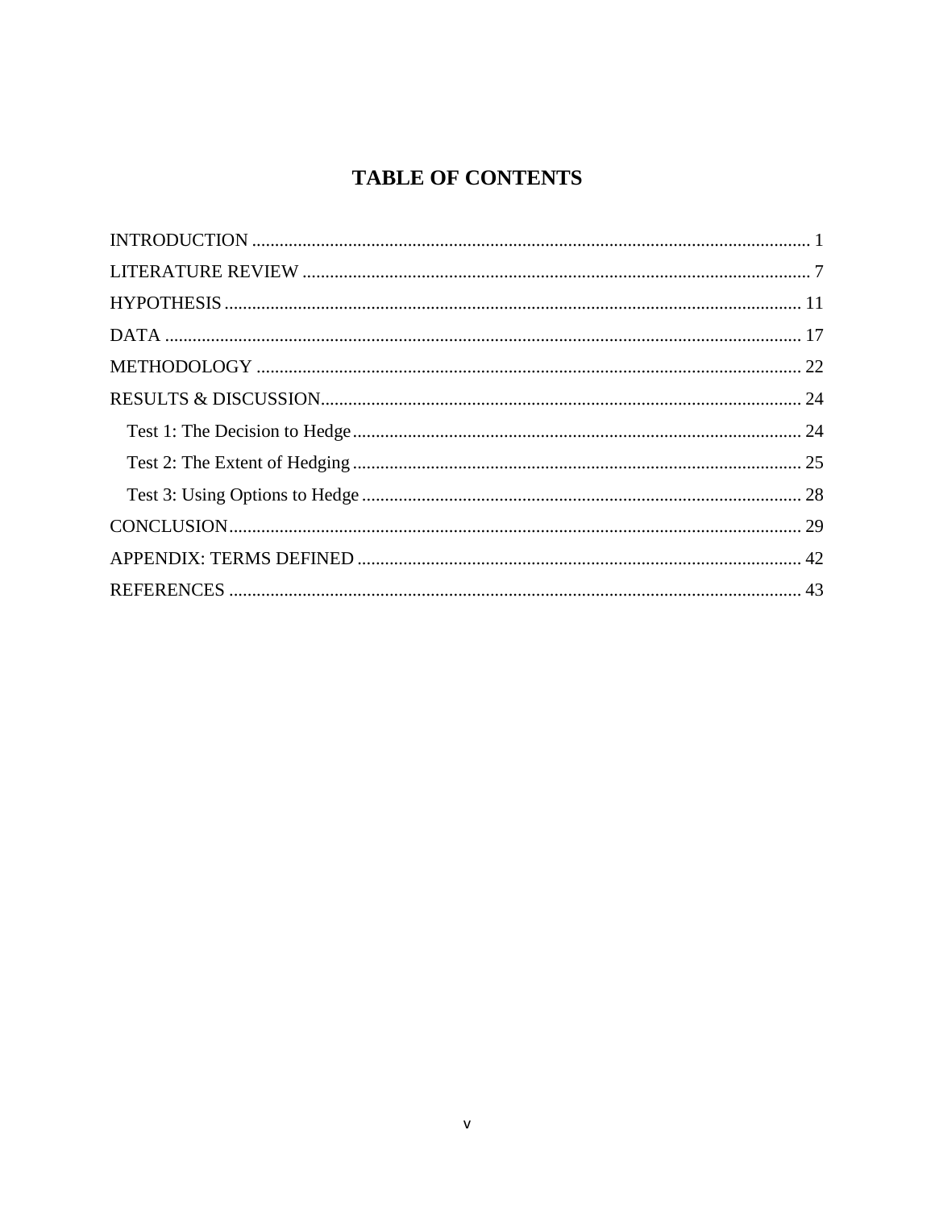# TABLE OF CONTENTS

INTRODUCTION ........................................................................................................................ 1

LITERATURE REVIEW ............................................................................................................. 7

HYPOTHESIS ............................................................................................................................ 11

DATA ......................................................................................................................................... 17

METHODOLOGY ..................................................................................................................... 22

RESULTS & DISCUSSION........................................................................................................ 24

- Test 1: The Decision to Hedge ................................................................................................. 24
- Test 2: The Extent of Hedging ................................................................................................. 25
- Test 3: Using Options to Hedge ............................................................................................... 28

CONCLUSION........................................................................................................................... 29

APPENDIX: TERMS DEFINED ................................................................................................ 42

REFERENCES ........................................................................................................................... 43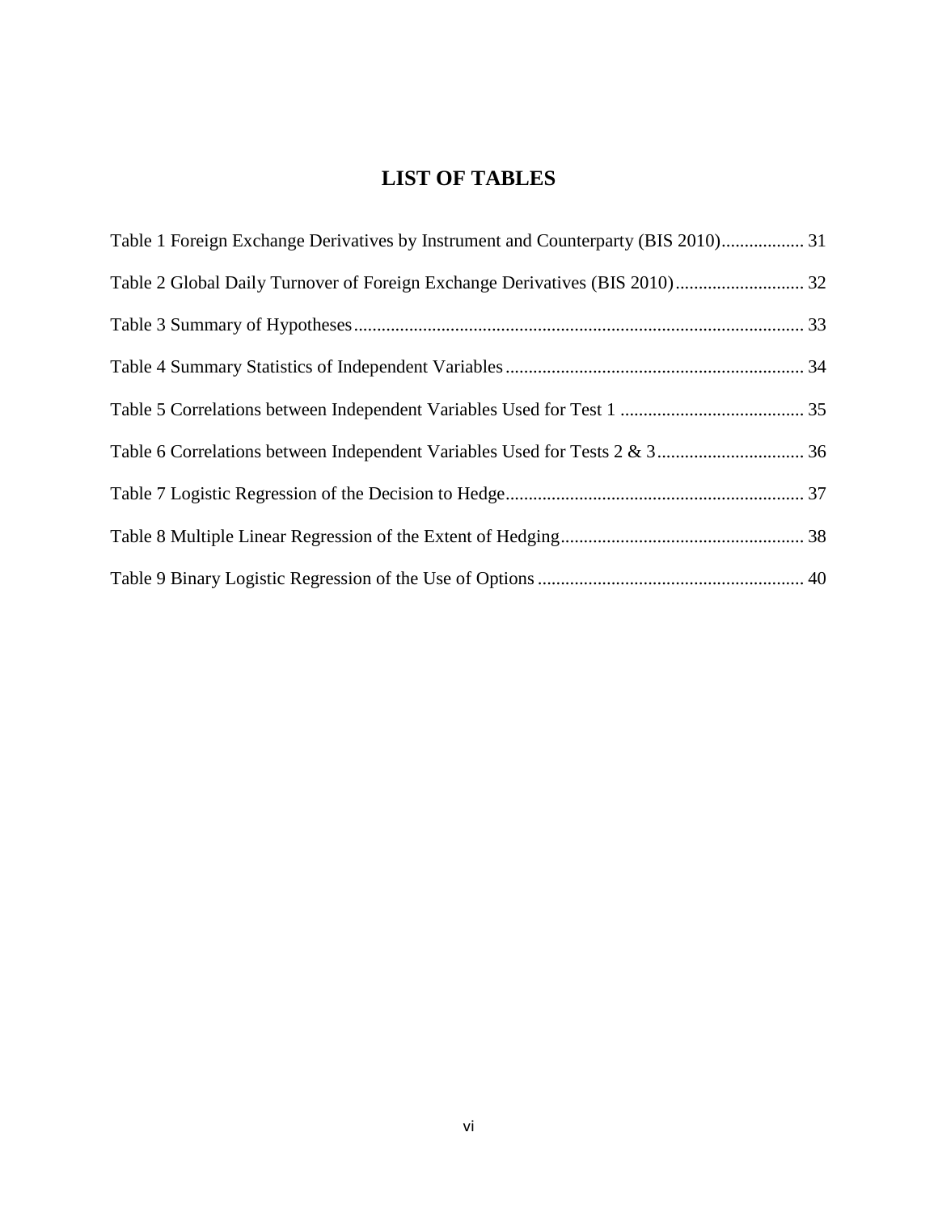# LIST OF TABLES

Table 1 Foreign Exchange Derivatives by Instrument and Counterparty (BIS 2010).................. 31

Table 2 Global Daily Turnover of Foreign Exchange Derivatives (BIS 2010)............................ 32

Table 3 Summary of Hypotheses................................................................................................. 33

Table 4 Summary Statistics of Independent Variables................................................................ 34

Table 5 Correlations between Independent Variables Used for Test 1 ........................................ 35

Table 6 Correlations between Independent Variables Used for Tests 2 & 3................................ 36

Table 7 Logistic Regression of the Decision to Hedge................................................................. 37

Table 8 Multiple Linear Regression of the Extent of Hedging..................................................... 38

Table 9 Binary Logistic Regression of the Use of Options .......................................................... 40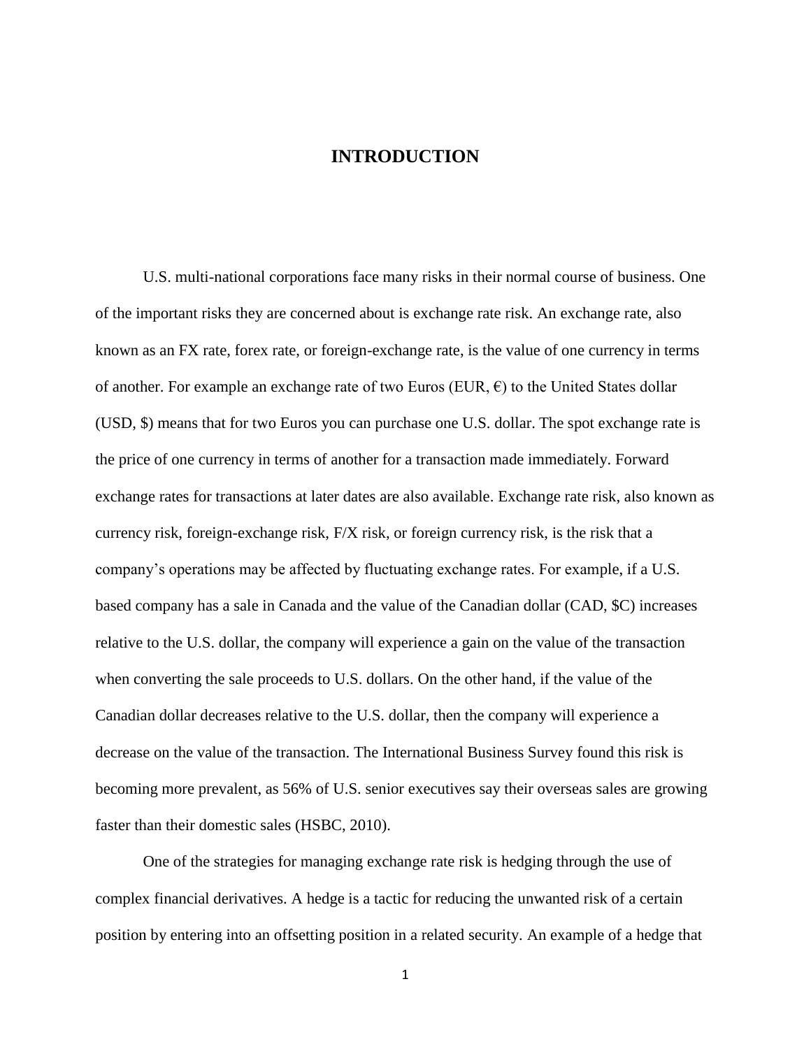# INTRODUCTION

U.S. multi-national corporations face many risks in their normal course of business. One of the important risks they are concerned about is exchange rate risk. An exchange rate, also known as an FX rate, forex rate, or foreign-exchange rate, is the value of one currency in terms of another. For example an exchange rate of two Euros (EUR, €) to the United States dollar (USD, $) means that for two Euros you can purchase one U.S. dollar. The spot exchange rate is the price of one currency in terms of another for a transaction made immediately. Forward exchange rates for transactions at later dates are also available. Exchange rate risk, also known as currency risk, foreign-exchange risk, F/X risk, or foreign currency risk, is the risk that a company's operations may be affected by fluctuating exchange rates. For example, if a U.S. based company has a sale in Canada and the value of the Canadian dollar (CAD, $C) increases relative to the U.S. dollar, the company will experience a gain on the value of the transaction when converting the sale proceeds to U.S. dollars. On the other hand, if the value of the Canadian dollar decreases relative to the U.S. dollar, then the company will experience a decrease on the value of the transaction. The International Business Survey found this risk is becoming more prevalent, as 56% of U.S. senior executives say their overseas sales are growing faster than their domestic sales (HSBC, 2010).

One of the strategies for managing exchange rate risk is hedging through the use of complex financial derivatives. A hedge is a tactic for reducing the unwanted risk of a certain position by entering into an offsetting position in a related security. An example of a hedge that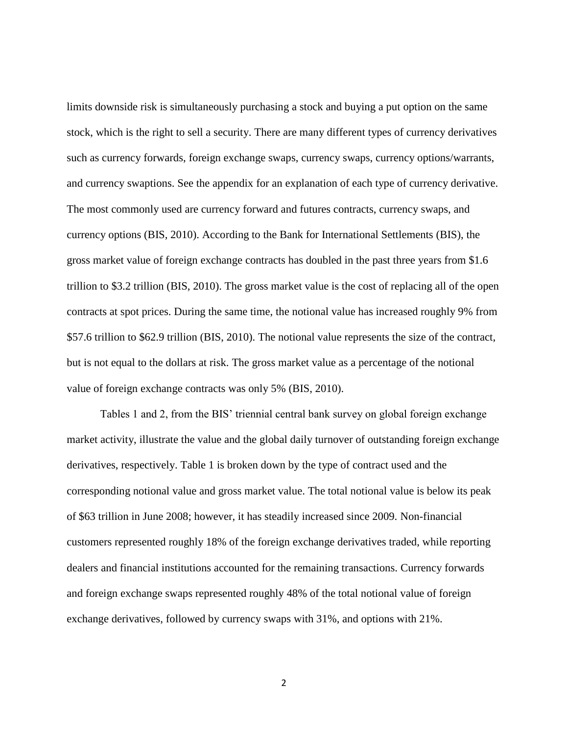limits downside risk is simultaneously purchasing a stock and buying a put option on the same stock, which is the right to sell a security. There are many different types of currency derivatives such as currency forwards, foreign exchange swaps, currency swaps, currency options/warrants, and currency swaptions. See the appendix for an explanation of each type of currency derivative. The most commonly used are currency forward and futures contracts, currency swaps, and currency options (BIS, 2010). According to the Bank for International Settlements (BIS), the gross market value of foreign exchange contracts has doubled in the past three years from $1.6 trillion to $3.2 trillion (BIS, 2010). The gross market value is the cost of replacing all of the open contracts at spot prices. During the same time, the notional value has increased roughly 9% from $57.6 trillion to $62.9 trillion (BIS, 2010). The notional value represents the size of the contract, but is not equal to the dollars at risk. The gross market value as a percentage of the notional value of foreign exchange contracts was only 5% (BIS, 2010).

Tables 1 and 2, from the BIS' triennial central bank survey on global foreign exchange market activity, illustrate the value and the global daily turnover of outstanding foreign exchange derivatives, respectively. Table 1 is broken down by the type of contract used and the corresponding notional value and gross market value. The total notional value is below its peak of $63 trillion in June 2008; however, it has steadily increased since 2009. Non-financial customers represented roughly 18% of the foreign exchange derivatives traded, while reporting dealers and financial institutions accounted for the remaining transactions. Currency forwards and foreign exchange swaps represented roughly 48% of the total notional value of foreign exchange derivatives, followed by currency swaps with 31%, and options with 21%.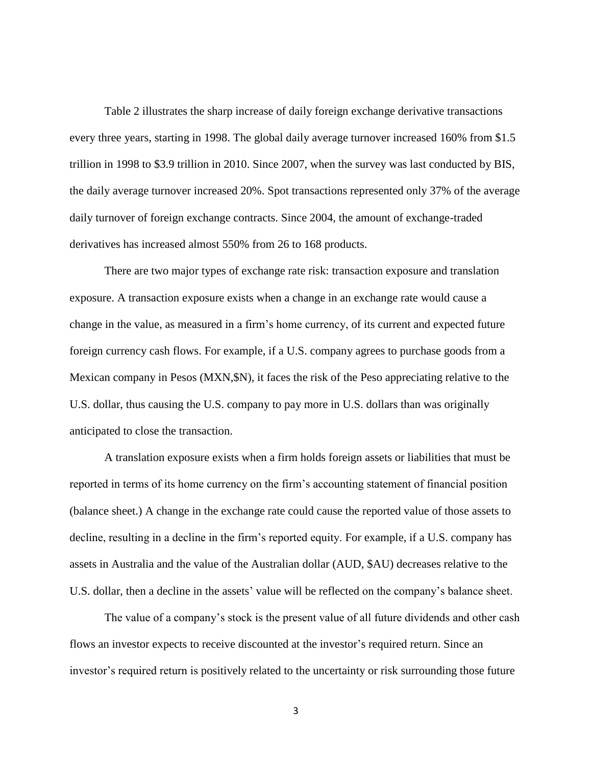Table 2 illustrates the sharp increase of daily foreign exchange derivative transactions every three years, starting in 1998. The global daily average turnover increased 160% from $1.5 trillion in 1998 to $3.9 trillion in 2010. Since 2007, when the survey was last conducted by BIS, the daily average turnover increased 20%. Spot transactions represented only 37% of the average daily turnover of foreign exchange contracts. Since 2004, the amount of exchange-traded derivatives has increased almost 550% from 26 to 168 products.

There are two major types of exchange rate risk: transaction exposure and translation exposure. A transaction exposure exists when a change in an exchange rate would cause a change in the value, as measured in a firm's home currency, of its current and expected future foreign currency cash flows. For example, if a U.S. company agrees to purchase goods from a Mexican company in Pesos (MXN,$N), it faces the risk of the Peso appreciating relative to the U.S. dollar, thus causing the U.S. company to pay more in U.S. dollars than was originally anticipated to close the transaction.

A translation exposure exists when a firm holds foreign assets or liabilities that must be reported in terms of its home currency on the firm's accounting statement of financial position (balance sheet.) A change in the exchange rate could cause the reported value of those assets to decline, resulting in a decline in the firm's reported equity. For example, if a U.S. company has assets in Australia and the value of the Australian dollar (AUD, $AU) decreases relative to the U.S. dollar, then a decline in the assets' value will be reflected on the company's balance sheet.

The value of a company's stock is the present value of all future dividends and other cash flows an investor expects to receive discounted at the investor's required return. Since an investor's required return is positively related to the uncertainty or risk surrounding those future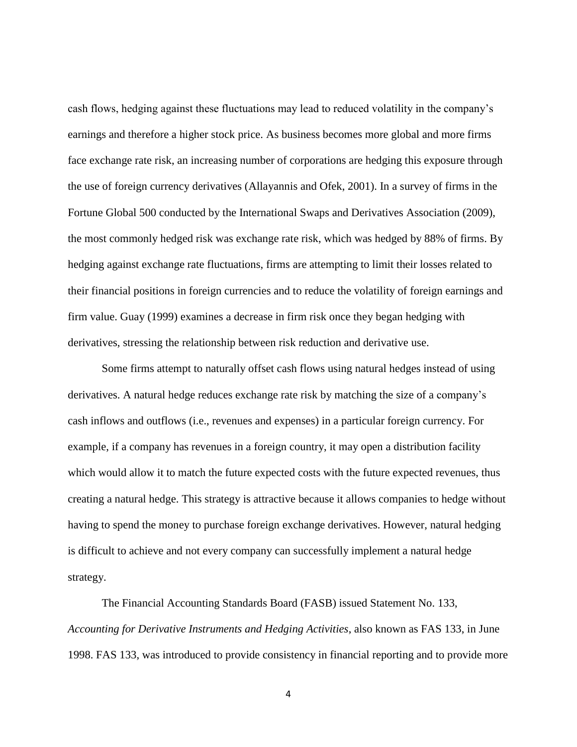cash flows, hedging against these fluctuations may lead to reduced volatility in the company's earnings and therefore a higher stock price. As business becomes more global and more firms face exchange rate risk, an increasing number of corporations are hedging this exposure through the use of foreign currency derivatives (Allayannis and Ofek, 2001). In a survey of firms in the Fortune Global 500 conducted by the International Swaps and Derivatives Association (2009), the most commonly hedged risk was exchange rate risk, which was hedged by 88% of firms. By hedging against exchange rate fluctuations, firms are attempting to limit their losses related to their financial positions in foreign currencies and to reduce the volatility of foreign earnings and firm value. Guay (1999) examines a decrease in firm risk once they began hedging with derivatives, stressing the relationship between risk reduction and derivative use.

Some firms attempt to naturally offset cash flows using natural hedges instead of using derivatives. A natural hedge reduces exchange rate risk by matching the size of a company's cash inflows and outflows (i.e., revenues and expenses) in a particular foreign currency. For example, if a company has revenues in a foreign country, it may open a distribution facility which would allow it to match the future expected costs with the future expected revenues, thus creating a natural hedge. This strategy is attractive because it allows companies to hedge without having to spend the money to purchase foreign exchange derivatives. However, natural hedging is difficult to achieve and not every company can successfully implement a natural hedge strategy.

The Financial Accounting Standards Board (FASB) issued Statement No. 133, *Accounting for Derivative Instruments and Hedging Activities*, also known as FAS 133, in June 1998. FAS 133, was introduced to provide consistency in financial reporting and to provide more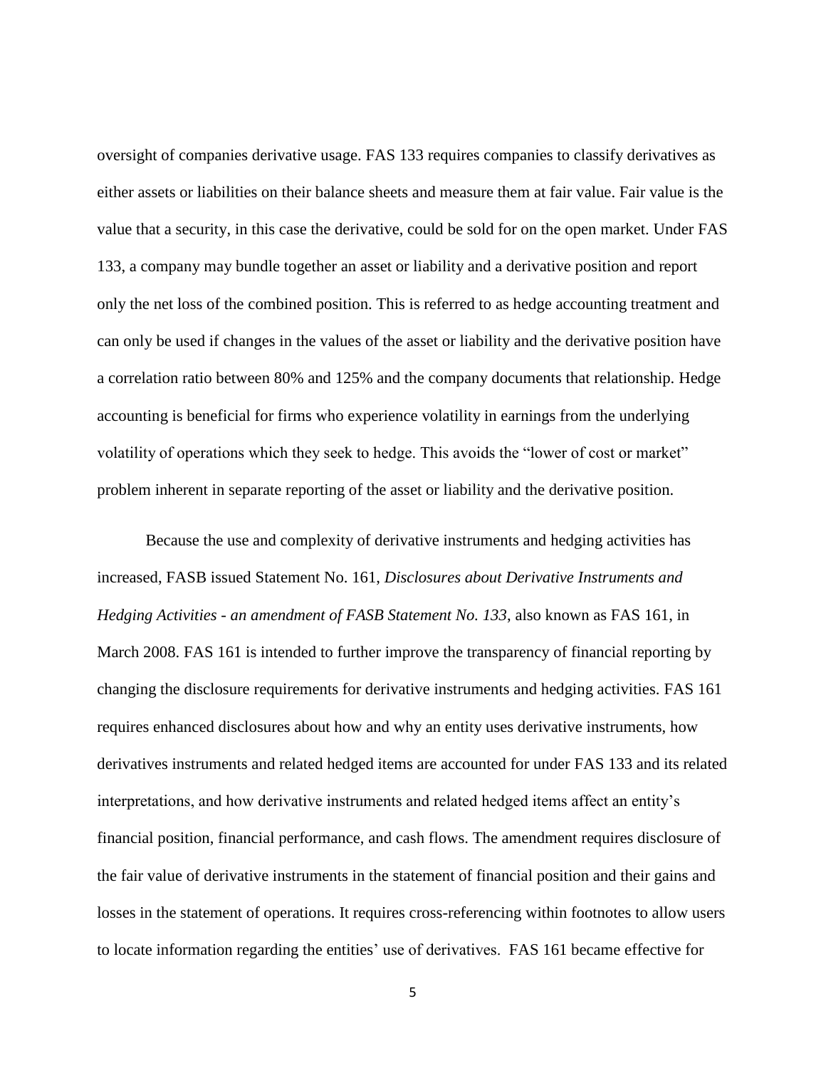oversight of companies derivative usage. FAS 133 requires companies to classify derivatives as either assets or liabilities on their balance sheets and measure them at fair value. Fair value is the value that a security, in this case the derivative, could be sold for on the open market. Under FAS 133, a company may bundle together an asset or liability and a derivative position and report only the net loss of the combined position. This is referred to as hedge accounting treatment and can only be used if changes in the values of the asset or liability and the derivative position have a correlation ratio between 80% and 125% and the company documents that relationship. Hedge accounting is beneficial for firms who experience volatility in earnings from the underlying volatility of operations which they seek to hedge. This avoids the "lower of cost or market" problem inherent in separate reporting of the asset or liability and the derivative position.

Because the use and complexity of derivative instruments and hedging activities has increased, FASB issued Statement No. 161, *Disclosures about Derivative Instruments and Hedging Activities - an amendment of FASB Statement No. 133*, also known as FAS 161, in March 2008. FAS 161 is intended to further improve the transparency of financial reporting by changing the disclosure requirements for derivative instruments and hedging activities. FAS 161 requires enhanced disclosures about how and why an entity uses derivative instruments, how derivatives instruments and related hedged items are accounted for under FAS 133 and its related interpretations, and how derivative instruments and related hedged items affect an entity's financial position, financial performance, and cash flows. The amendment requires disclosure of the fair value of derivative instruments in the statement of financial position and their gains and losses in the statement of operations. It requires cross-referencing within footnotes to allow users to locate information regarding the entities' use of derivatives. FAS 161 became effective for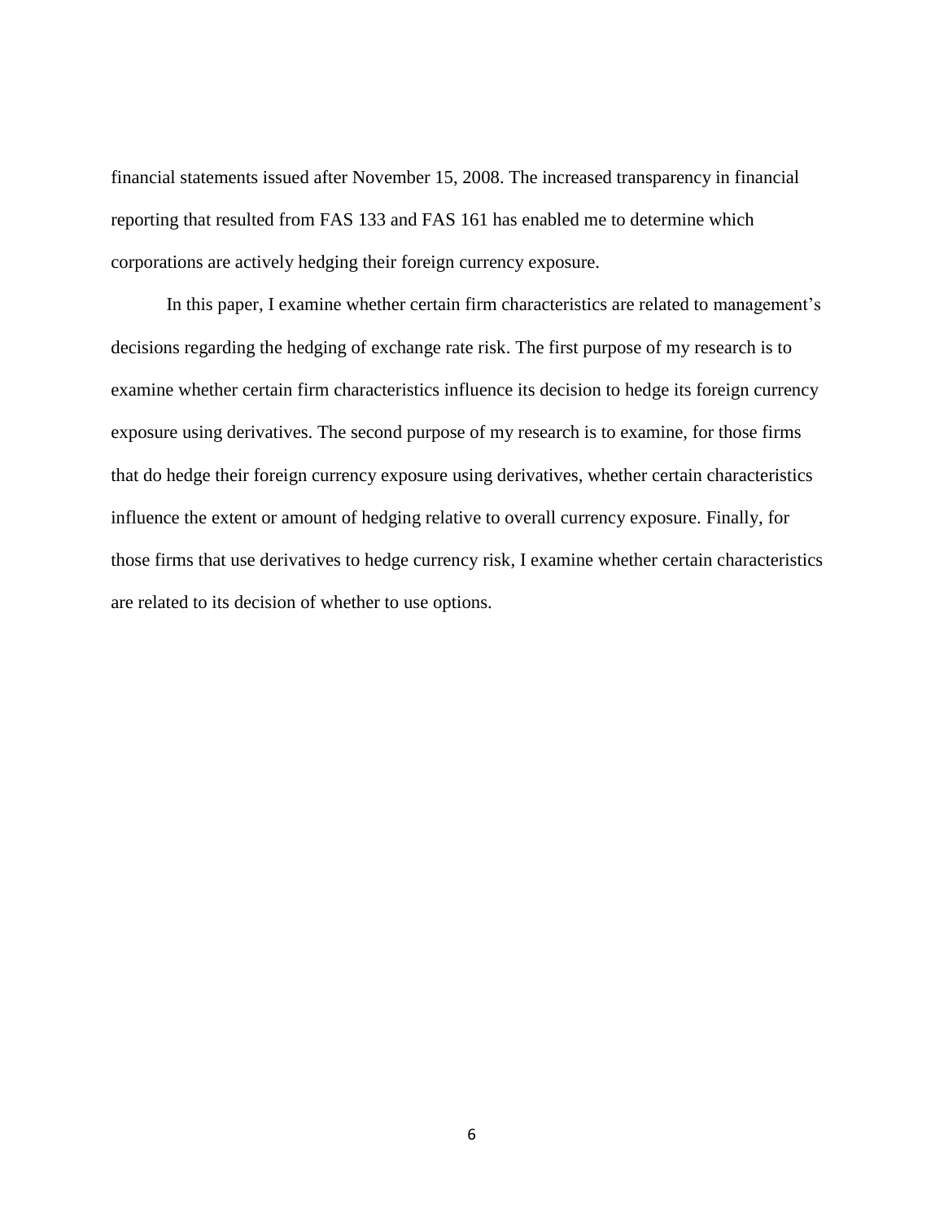financial statements issued after November 15, 2008. The increased transparency in financial reporting that resulted from FAS 133 and FAS 161 has enabled me to determine which corporations are actively hedging their foreign currency exposure.

In this paper, I examine whether certain firm characteristics are related to management's decisions regarding the hedging of exchange rate risk. The first purpose of my research is to examine whether certain firm characteristics influence its decision to hedge its foreign currency exposure using derivatives. The second purpose of my research is to examine, for those firms that do hedge their foreign currency exposure using derivatives, whether certain characteristics influence the extent or amount of hedging relative to overall currency exposure. Finally, for those firms that use derivatives to hedge currency risk, I examine whether certain characteristics are related to its decision of whether to use options.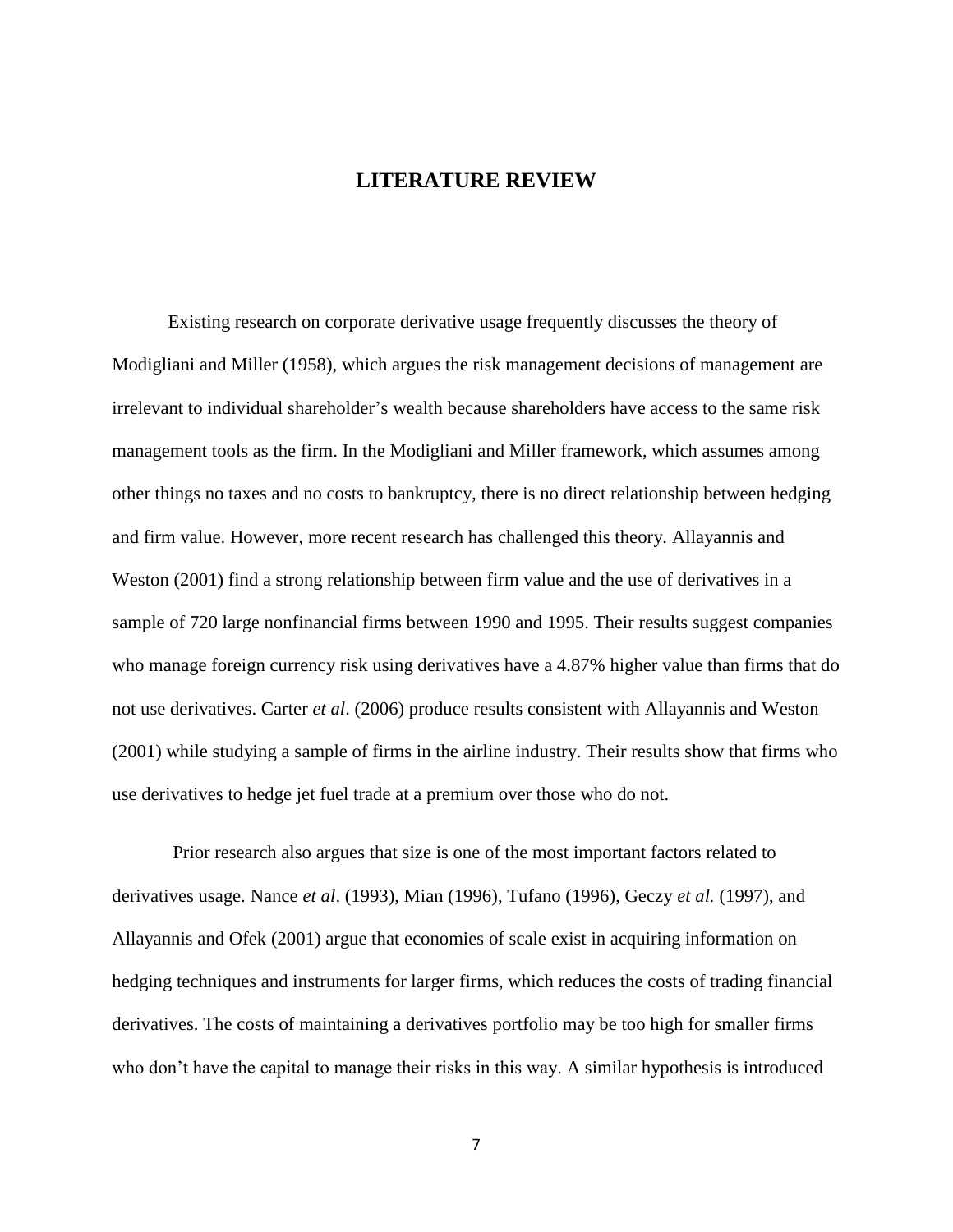# LITERATURE REVIEW

Existing research on corporate derivative usage frequently discusses the theory of Modigliani and Miller (1958), which argues the risk management decisions of management are irrelevant to individual shareholder's wealth because shareholders have access to the same risk management tools as the firm. In the Modigliani and Miller framework, which assumes among other things no taxes and no costs to bankruptcy, there is no direct relationship between hedging and firm value. However, more recent research has challenged this theory. Allayannis and Weston (2001) find a strong relationship between firm value and the use of derivatives in a sample of 720 large nonfinancial firms between 1990 and 1995. Their results suggest companies who manage foreign currency risk using derivatives have a 4.87% higher value than firms that do not use derivatives. Carter *et al*. (2006) produce results consistent with Allayannis and Weston (2001) while studying a sample of firms in the airline industry. Their results show that firms who use derivatives to hedge jet fuel trade at a premium over those who do not.

Prior research also argues that size is one of the most important factors related to derivatives usage. Nance *et al*. (1993), Mian (1996), Tufano (1996), Geczy *et al.* (1997), and Allayannis and Ofek (2001) argue that economies of scale exist in acquiring information on hedging techniques and instruments for larger firms, which reduces the costs of trading financial derivatives. The costs of maintaining a derivatives portfolio may be too high for smaller firms who don't have the capital to manage their risks in this way. A similar hypothesis is introduced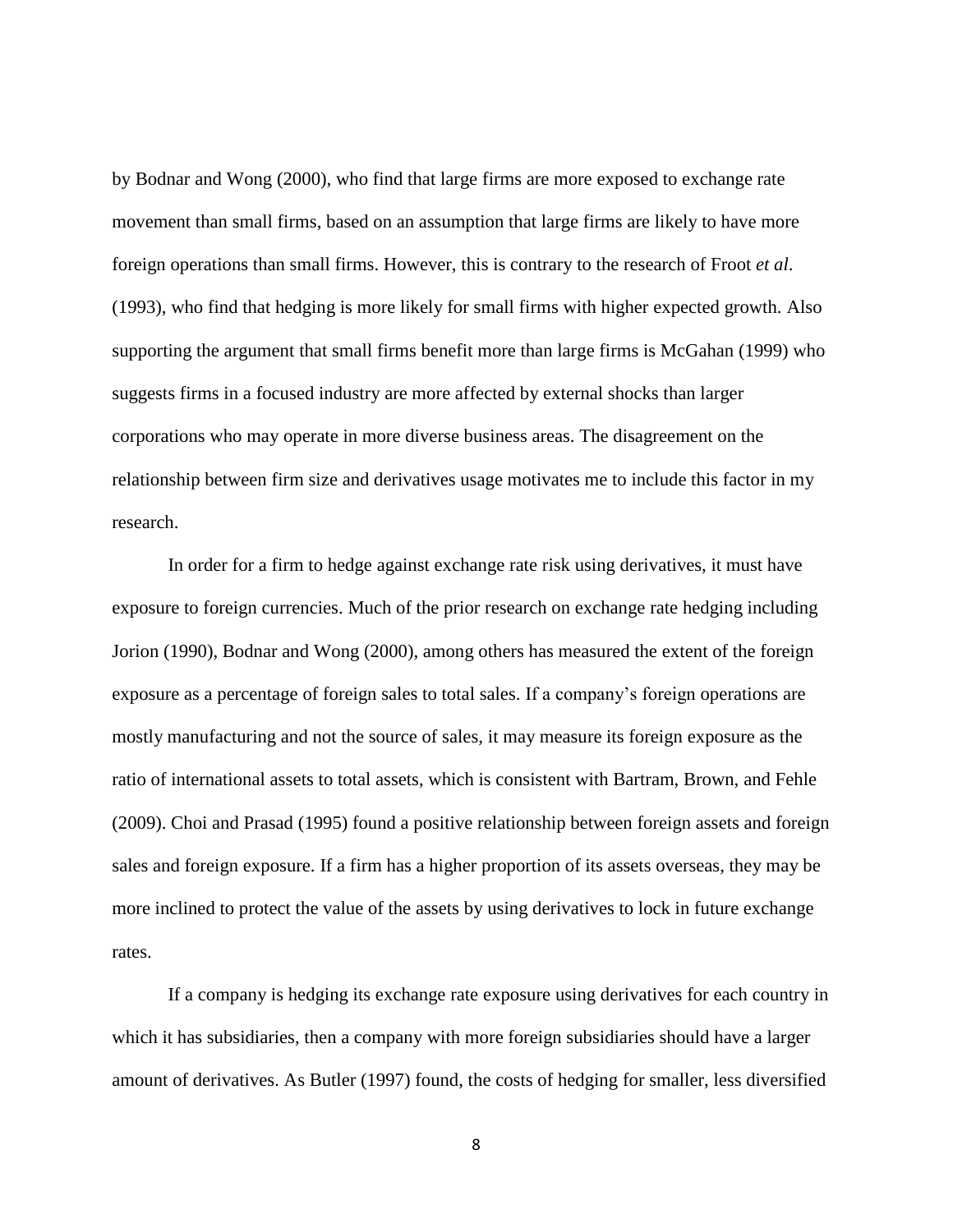by Bodnar and Wong (2000), who find that large firms are more exposed to exchange rate movement than small firms, based on an assumption that large firms are likely to have more foreign operations than small firms. However, this is contrary to the research of Froot *et al*. (1993), who find that hedging is more likely for small firms with higher expected growth. Also supporting the argument that small firms benefit more than large firms is McGahan (1999) who suggests firms in a focused industry are more affected by external shocks than larger corporations who may operate in more diverse business areas. The disagreement on the relationship between firm size and derivatives usage motivates me to include this factor in my research.

In order for a firm to hedge against exchange rate risk using derivatives, it must have exposure to foreign currencies. Much of the prior research on exchange rate hedging including Jorion (1990), Bodnar and Wong (2000), among others has measured the extent of the foreign exposure as a percentage of foreign sales to total sales. If a company's foreign operations are mostly manufacturing and not the source of sales, it may measure its foreign exposure as the ratio of international assets to total assets, which is consistent with Bartram, Brown, and Fehle (2009). Choi and Prasad (1995) found a positive relationship between foreign assets and foreign sales and foreign exposure. If a firm has a higher proportion of its assets overseas, they may be more inclined to protect the value of the assets by using derivatives to lock in future exchange rates.

If a company is hedging its exchange rate exposure using derivatives for each country in which it has subsidiaries, then a company with more foreign subsidiaries should have a larger amount of derivatives. As Butler (1997) found, the costs of hedging for smaller, less diversified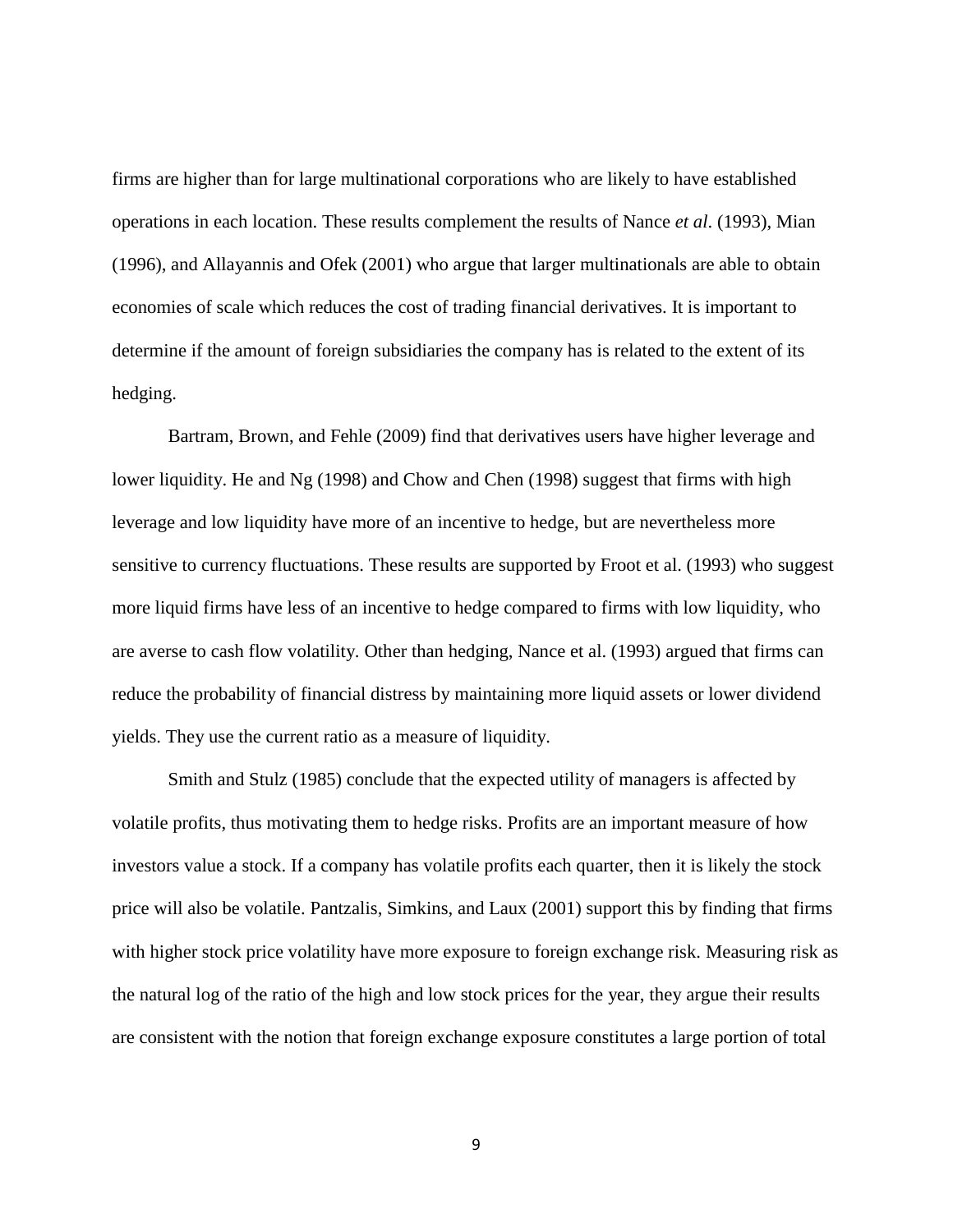firms are higher than for large multinational corporations who are likely to have established operations in each location. These results complement the results of Nance *et al*. (1993), Mian (1996), and Allayannis and Ofek (2001) who argue that larger multinationals are able to obtain economies of scale which reduces the cost of trading financial derivatives. It is important to determine if the amount of foreign subsidiaries the company has is related to the extent of its hedging.

Bartram, Brown, and Fehle (2009) find that derivatives users have higher leverage and lower liquidity. He and Ng (1998) and Chow and Chen (1998) suggest that firms with high leverage and low liquidity have more of an incentive to hedge, but are nevertheless more sensitive to currency fluctuations. These results are supported by Froot et al. (1993) who suggest more liquid firms have less of an incentive to hedge compared to firms with low liquidity, who are averse to cash flow volatility. Other than hedging, Nance et al. (1993) argued that firms can reduce the probability of financial distress by maintaining more liquid assets or lower dividend yields. They use the current ratio as a measure of liquidity.

Smith and Stulz (1985) conclude that the expected utility of managers is affected by volatile profits, thus motivating them to hedge risks. Profits are an important measure of how investors value a stock. If a company has volatile profits each quarter, then it is likely the stock price will also be volatile. Pantzalis, Simkins, and Laux (2001) support this by finding that firms with higher stock price volatility have more exposure to foreign exchange risk. Measuring risk as the natural log of the ratio of the high and low stock prices for the year, they argue their results are consistent with the notion that foreign exchange exposure constitutes a large portion of total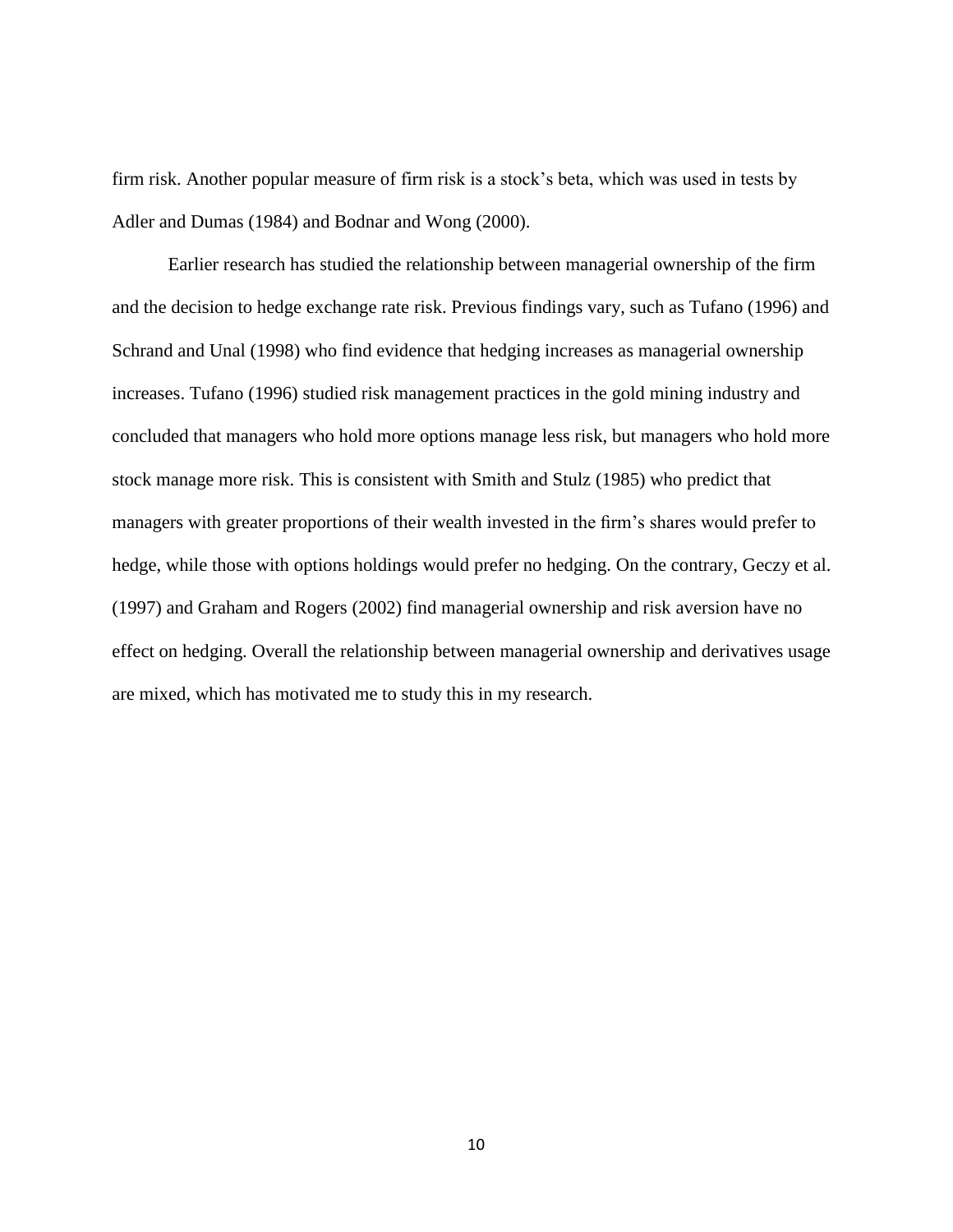firm risk. Another popular measure of firm risk is a stock's beta, which was used in tests by Adler and Dumas (1984) and Bodnar and Wong (2000).

Earlier research has studied the relationship between managerial ownership of the firm and the decision to hedge exchange rate risk. Previous findings vary, such as Tufano (1996) and Schrand and Unal (1998) who find evidence that hedging increases as managerial ownership increases. Tufano (1996) studied risk management practices in the gold mining industry and concluded that managers who hold more options manage less risk, but managers who hold more stock manage more risk. This is consistent with Smith and Stulz (1985) who predict that managers with greater proportions of their wealth invested in the firm's shares would prefer to hedge, while those with options holdings would prefer no hedging. On the contrary, Geczy et al. (1997) and Graham and Rogers (2002) find managerial ownership and risk aversion have no effect on hedging. Overall the relationship between managerial ownership and derivatives usage are mixed, which has motivated me to study this in my research.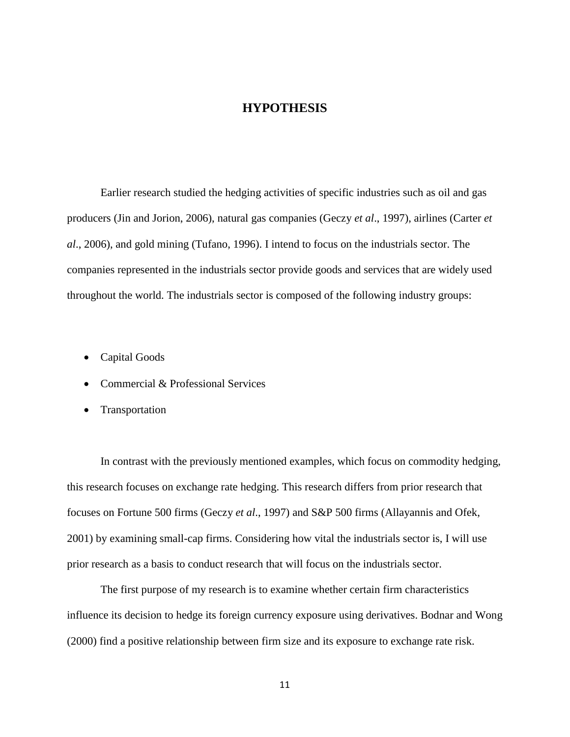# HYPOTHESIS

Earlier research studied the hedging activities of specific industries such as oil and gas producers (Jin and Jorion, 2006), natural gas companies (Geczy *et al*., 1997), airlines (Carter *et al*., 2006), and gold mining (Tufano, 1996). I intend to focus on the industrials sector. The companies represented in the industrials sector provide goods and services that are widely used throughout the world. The industrials sector is composed of the following industry groups:

- Capital Goods
- Commercial & Professional Services
- Transportation

In contrast with the previously mentioned examples, which focus on commodity hedging, this research focuses on exchange rate hedging. This research differs from prior research that focuses on Fortune 500 firms (Geczy *et al.*, 1997) and S&P 500 firms (Allayannis and Ofek, 2001) by examining small-cap firms. Considering how vital the industrials sector is, I will use prior research as a basis to conduct research that will focus on the industrials sector.

The first purpose of my research is to examine whether certain firm characteristics influence its decision to hedge its foreign currency exposure using derivatives. Bodnar and Wong (2000) find a positive relationship between firm size and its exposure to exchange rate risk.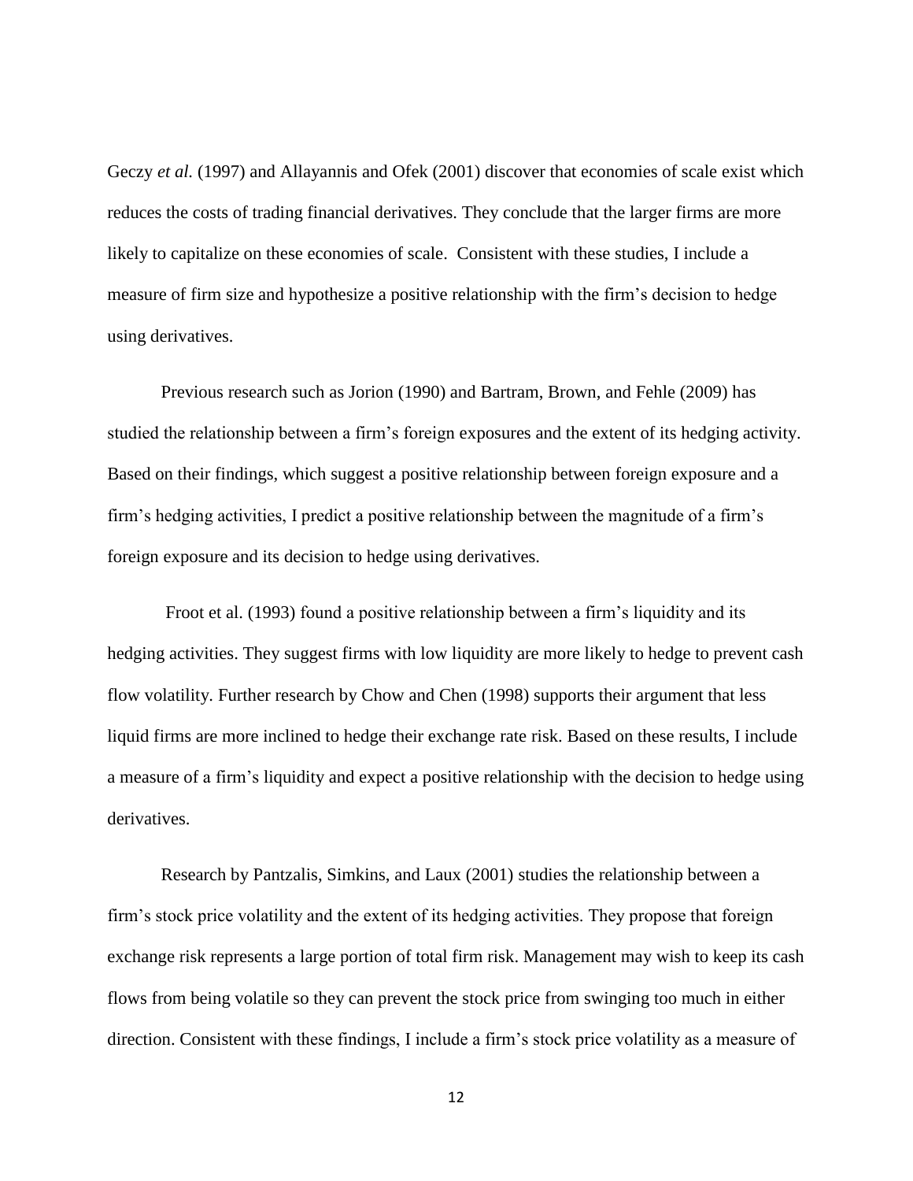Geczy *et al.* (1997) and Allayannis and Ofek (2001) discover that economies of scale exist which reduces the costs of trading financial derivatives. They conclude that the larger firms are more likely to capitalize on these economies of scale. Consistent with these studies, I include a measure of firm size and hypothesize a positive relationship with the firm's decision to hedge using derivatives.

Previous research such as Jorion (1990) and Bartram, Brown, and Fehle (2009) has studied the relationship between a firm's foreign exposures and the extent of its hedging activity. Based on their findings, which suggest a positive relationship between foreign exposure and a firm's hedging activities, I predict a positive relationship between the magnitude of a firm's foreign exposure and its decision to hedge using derivatives.

Froot et al. (1993) found a positive relationship between a firm's liquidity and its hedging activities. They suggest firms with low liquidity are more likely to hedge to prevent cash flow volatility. Further research by Chow and Chen (1998) supports their argument that less liquid firms are more inclined to hedge their exchange rate risk. Based on these results, I include a measure of a firm's liquidity and expect a positive relationship with the decision to hedge using derivatives.

Research by Pantzalis, Simkins, and Laux (2001) studies the relationship between a firm's stock price volatility and the extent of its hedging activities. They propose that foreign exchange risk represents a large portion of total firm risk. Management may wish to keep its cash flows from being volatile so they can prevent the stock price from swinging too much in either direction. Consistent with these findings, I include a firm's stock price volatility as a measure of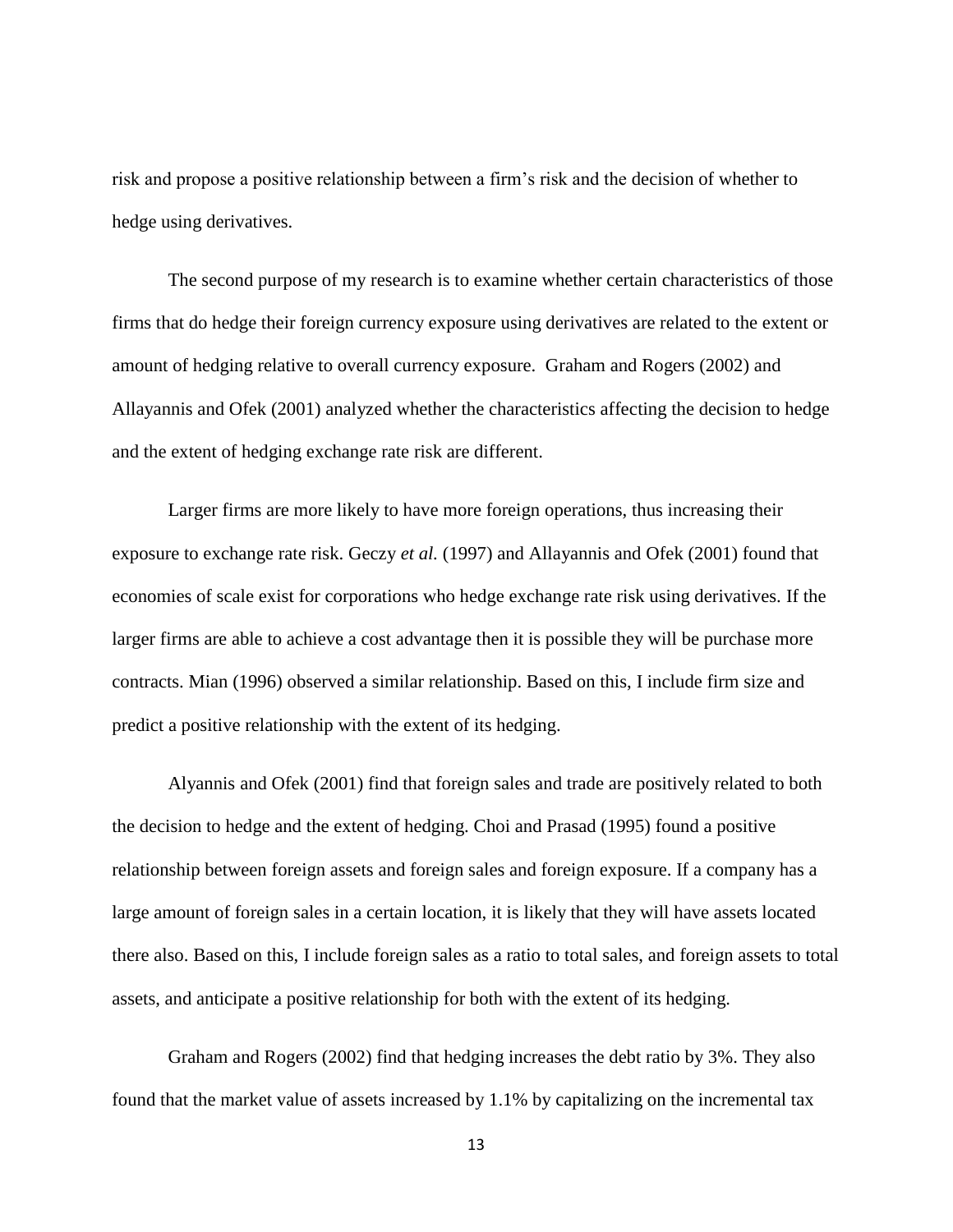risk and propose a positive relationship between a firm's risk and the decision of whether to hedge using derivatives.

The second purpose of my research is to examine whether certain characteristics of those firms that do hedge their foreign currency exposure using derivatives are related to the extent or amount of hedging relative to overall currency exposure. Graham and Rogers (2002) and Allayannis and Ofek (2001) analyzed whether the characteristics affecting the decision to hedge and the extent of hedging exchange rate risk are different.

Larger firms are more likely to have more foreign operations, thus increasing their exposure to exchange rate risk. Geczy *et al.* (1997) and Allayannis and Ofek (2001) found that economies of scale exist for corporations who hedge exchange rate risk using derivatives. If the larger firms are able to achieve a cost advantage then it is possible they will be purchase more contracts. Mian (1996) observed a similar relationship. Based on this, I include firm size and predict a positive relationship with the extent of its hedging.

Alyannis and Ofek (2001) find that foreign sales and trade are positively related to both the decision to hedge and the extent of hedging. Choi and Prasad (1995) found a positive relationship between foreign assets and foreign sales and foreign exposure. If a company has a large amount of foreign sales in a certain location, it is likely that they will have assets located there also. Based on this, I include foreign sales as a ratio to total sales, and foreign assets to total assets, and anticipate a positive relationship for both with the extent of its hedging.

Graham and Rogers (2002) find that hedging increases the debt ratio by 3%. They also found that the market value of assets increased by 1.1% by capitalizing on the incremental tax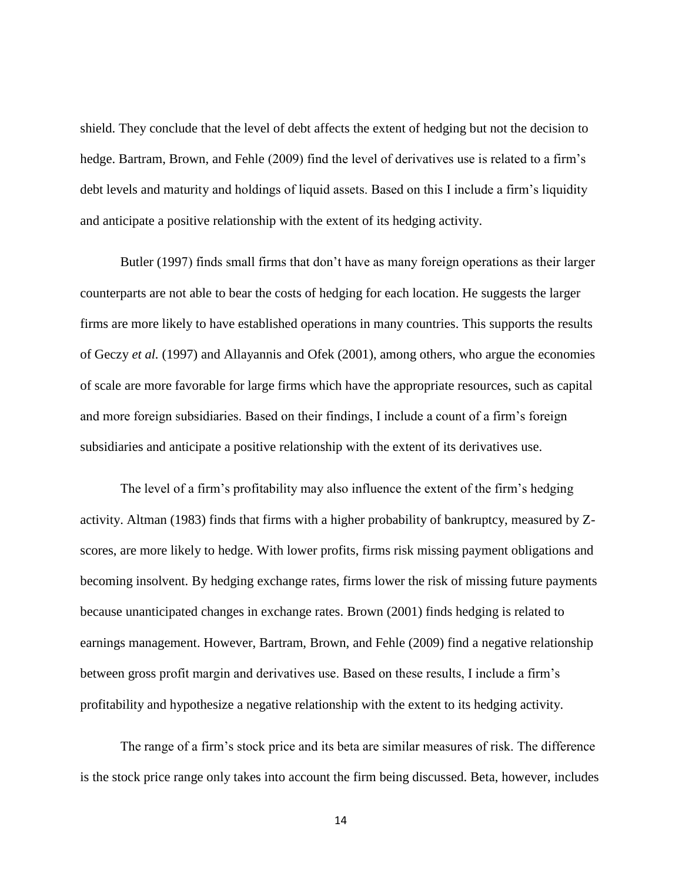shield. They conclude that the level of debt affects the extent of hedging but not the decision to hedge. Bartram, Brown, and Fehle (2009) find the level of derivatives use is related to a firm's debt levels and maturity and holdings of liquid assets. Based on this I include a firm's liquidity and anticipate a positive relationship with the extent of its hedging activity.

Butler (1997) finds small firms that don't have as many foreign operations as their larger counterparts are not able to bear the costs of hedging for each location. He suggests the larger firms are more likely to have established operations in many countries. This supports the results of Geczy *et al.* (1997) and Allayannis and Ofek (2001), among others, who argue the economies of scale are more favorable for large firms which have the appropriate resources, such as capital and more foreign subsidiaries. Based on their findings, I include a count of a firm's foreign subsidiaries and anticipate a positive relationship with the extent of its derivatives use.

The level of a firm's profitability may also influence the extent of the firm's hedging activity. Altman (1983) finds that firms with a higher probability of bankruptcy, measured by Z-scores, are more likely to hedge. With lower profits, firms risk missing payment obligations and becoming insolvent. By hedging exchange rates, firms lower the risk of missing future payments because unanticipated changes in exchange rates. Brown (2001) finds hedging is related to earnings management. However, Bartram, Brown, and Fehle (2009) find a negative relationship between gross profit margin and derivatives use. Based on these results, I include a firm's profitability and hypothesize a negative relationship with the extent to its hedging activity.

The range of a firm's stock price and its beta are similar measures of risk. The difference is the stock price range only takes into account the firm being discussed. Beta, however, includes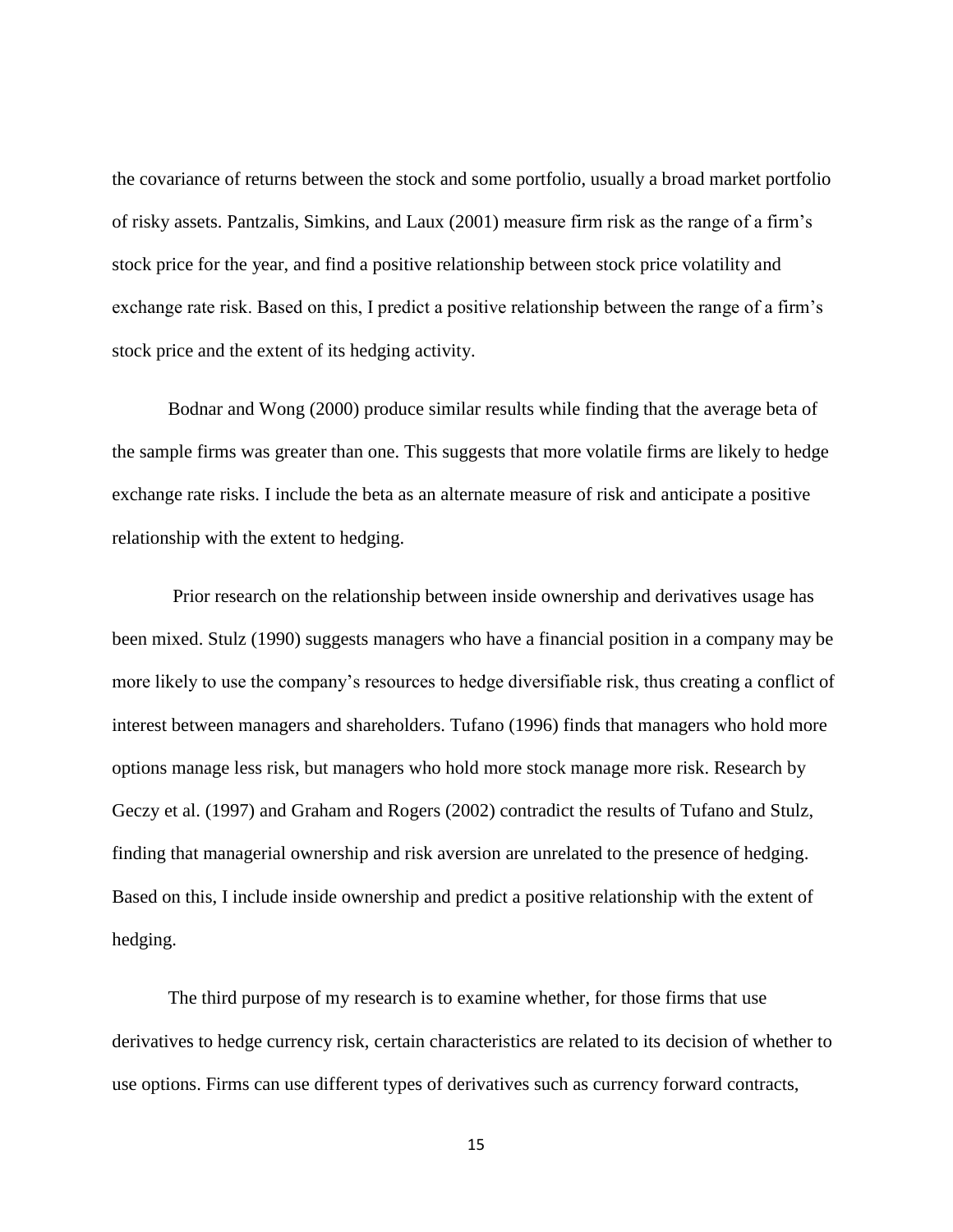the covariance of returns between the stock and some portfolio, usually a broad market portfolio of risky assets. Pantzalis, Simkins, and Laux (2001) measure firm risk as the range of a firm's stock price for the year, and find a positive relationship between stock price volatility and exchange rate risk. Based on this, I predict a positive relationship between the range of a firm's stock price and the extent of its hedging activity.

Bodnar and Wong (2000) produce similar results while finding that the average beta of the sample firms was greater than one. This suggests that more volatile firms are likely to hedge exchange rate risks. I include the beta as an alternate measure of risk and anticipate a positive relationship with the extent to hedging.

Prior research on the relationship between inside ownership and derivatives usage has been mixed. Stulz (1990) suggests managers who have a financial position in a company may be more likely to use the company's resources to hedge diversifiable risk, thus creating a conflict of interest between managers and shareholders. Tufano (1996) finds that managers who hold more options manage less risk, but managers who hold more stock manage more risk. Research by Geczy et al. (1997) and Graham and Rogers (2002) contradict the results of Tufano and Stulz, finding that managerial ownership and risk aversion are unrelated to the presence of hedging. Based on this, I include inside ownership and predict a positive relationship with the extent of hedging.

The third purpose of my research is to examine whether, for those firms that use derivatives to hedge currency risk, certain characteristics are related to its decision of whether to use options. Firms can use different types of derivatives such as currency forward contracts,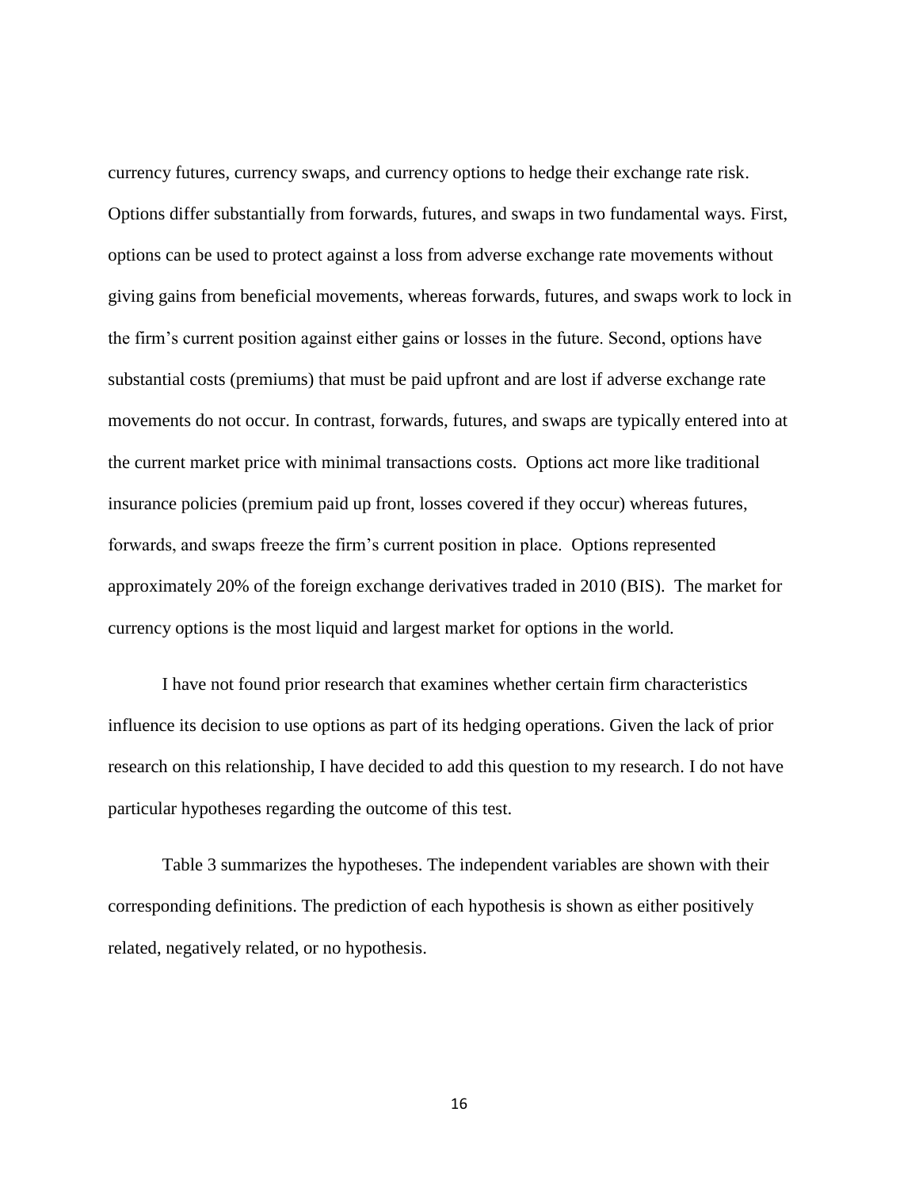currency futures, currency swaps, and currency options to hedge their exchange rate risk. Options differ substantially from forwards, futures, and swaps in two fundamental ways. First, options can be used to protect against a loss from adverse exchange rate movements without giving gains from beneficial movements, whereas forwards, futures, and swaps work to lock in the firm's current position against either gains or losses in the future. Second, options have substantial costs (premiums) that must be paid upfront and are lost if adverse exchange rate movements do not occur. In contrast, forwards, futures, and swaps are typically entered into at the current market price with minimal transactions costs. Options act more like traditional insurance policies (premium paid up front, losses covered if they occur) whereas futures, forwards, and swaps freeze the firm's current position in place. Options represented approximately 20% of the foreign exchange derivatives traded in 2010 (BIS). The market for currency options is the most liquid and largest market for options in the world.

I have not found prior research that examines whether certain firm characteristics influence its decision to use options as part of its hedging operations. Given the lack of prior research on this relationship, I have decided to add this question to my research. I do not have particular hypotheses regarding the outcome of this test.

Table 3 summarizes the hypotheses. The independent variables are shown with their corresponding definitions. The prediction of each hypothesis is shown as either positively related, negatively related, or no hypothesis.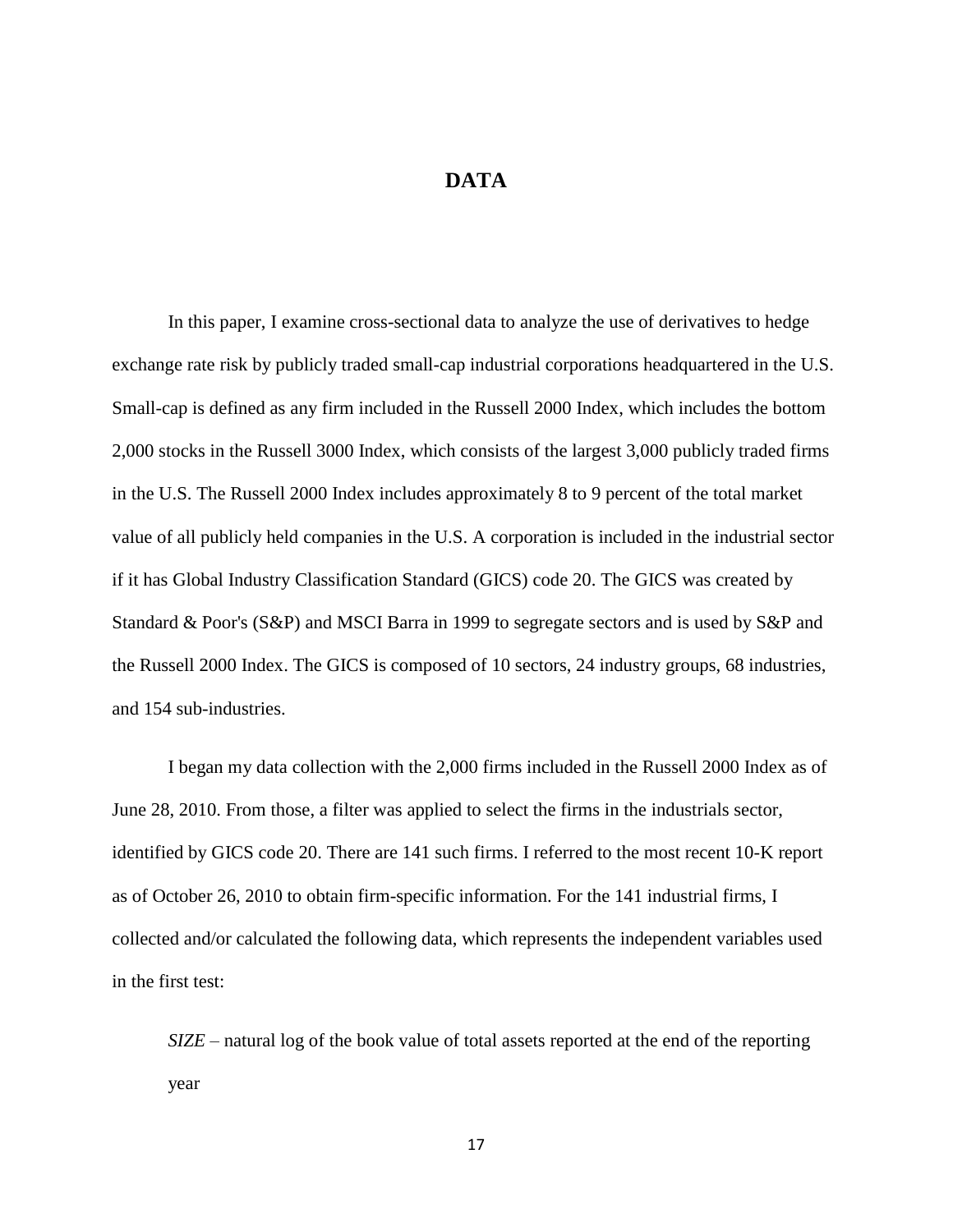# DATA

In this paper, I examine cross-sectional data to analyze the use of derivatives to hedge exchange rate risk by publicly traded small-cap industrial corporations headquartered in the U.S. Small-cap is defined as any firm included in the Russell 2000 Index, which includes the bottom 2,000 stocks in the Russell 3000 Index, which consists of the largest 3,000 publicly traded firms in the U.S. The Russell 2000 Index includes approximately 8 to 9 percent of the total market value of all publicly held companies in the U.S. A corporation is included in the industrial sector if it has Global Industry Classification Standard (GICS) code 20. The GICS was created by Standard & Poor's (S&P) and MSCI Barra in 1999 to segregate sectors and is used by S&P and the Russell 2000 Index. The GICS is composed of 10 sectors, 24 industry groups, 68 industries, and 154 sub-industries.

I began my data collection with the 2,000 firms included in the Russell 2000 Index as of June 28, 2010. From those, a filter was applied to select the firms in the industrials sector, identified by GICS code 20. There are 141 such firms. I referred to the most recent 10-K report as of October 26, 2010 to obtain firm-specific information. For the 141 industrial firms, I collected and/or calculated the following data, which represents the independent variables used in the first test:

*SIZE* – natural log of the book value of total assets reported at the end of the reporting year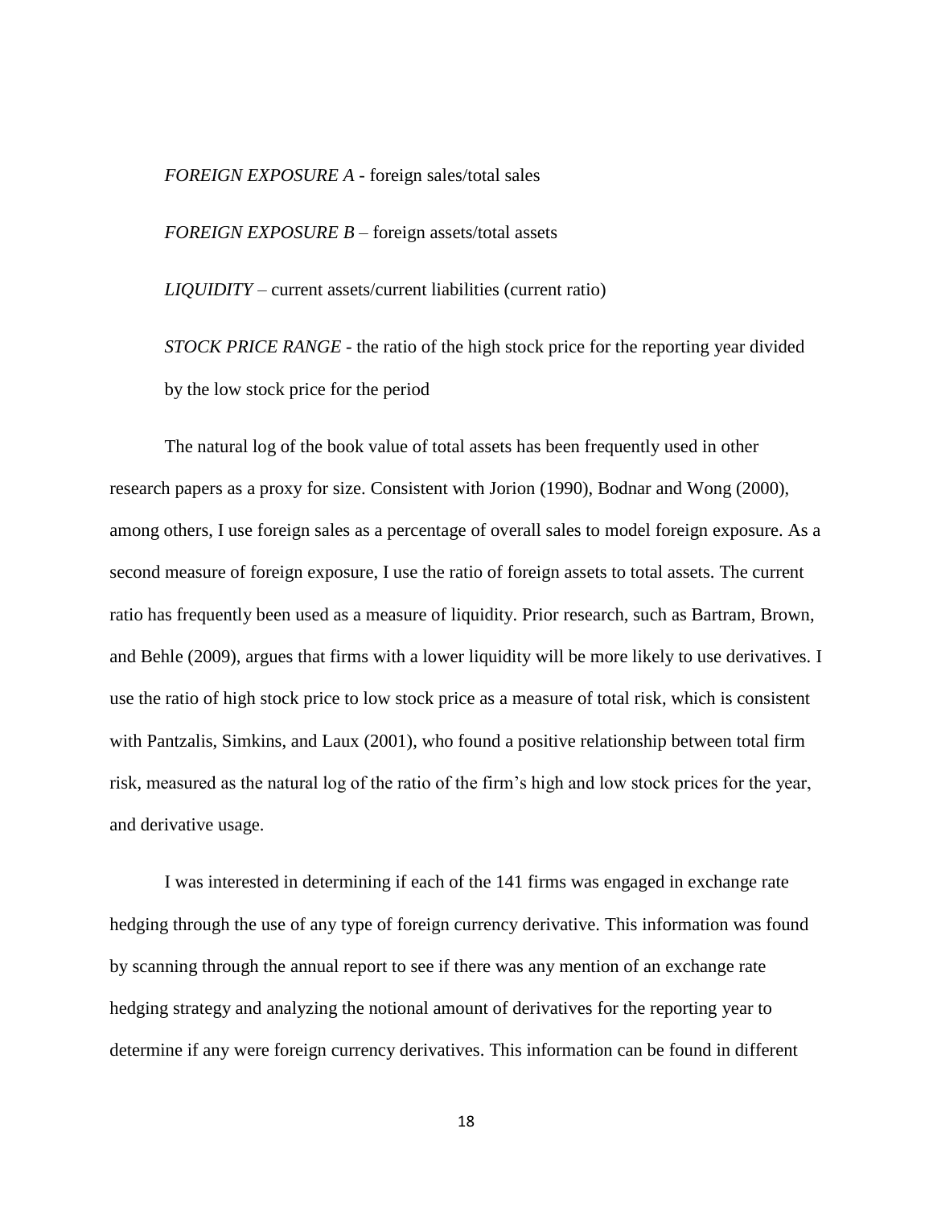*FOREIGN EXPOSURE A* - foreign sales/total sales

*FOREIGN EXPOSURE B* – foreign assets/total assets

*LIQUIDITY* – current assets/current liabilities (current ratio)

*STOCK PRICE RANGE* - the ratio of the high stock price for the reporting year divided by the low stock price for the period

The natural log of the book value of total assets has been frequently used in other research papers as a proxy for size. Consistent with Jorion (1990), Bodnar and Wong (2000), among others, I use foreign sales as a percentage of overall sales to model foreign exposure. As a second measure of foreign exposure, I use the ratio of foreign assets to total assets. The current ratio has frequently been used as a measure of liquidity. Prior research, such as Bartram, Brown, and Behle (2009), argues that firms with a lower liquidity will be more likely to use derivatives. I use the ratio of high stock price to low stock price as a measure of total risk, which is consistent with Pantzalis, Simkins, and Laux (2001), who found a positive relationship between total firm risk, measured as the natural log of the ratio of the firm's high and low stock prices for the year, and derivative usage.

I was interested in determining if each of the 141 firms was engaged in exchange rate hedging through the use of any type of foreign currency derivative. This information was found by scanning through the annual report to see if there was any mention of an exchange rate hedging strategy and analyzing the notional amount of derivatives for the reporting year to determine if any were foreign currency derivatives. This information can be found in different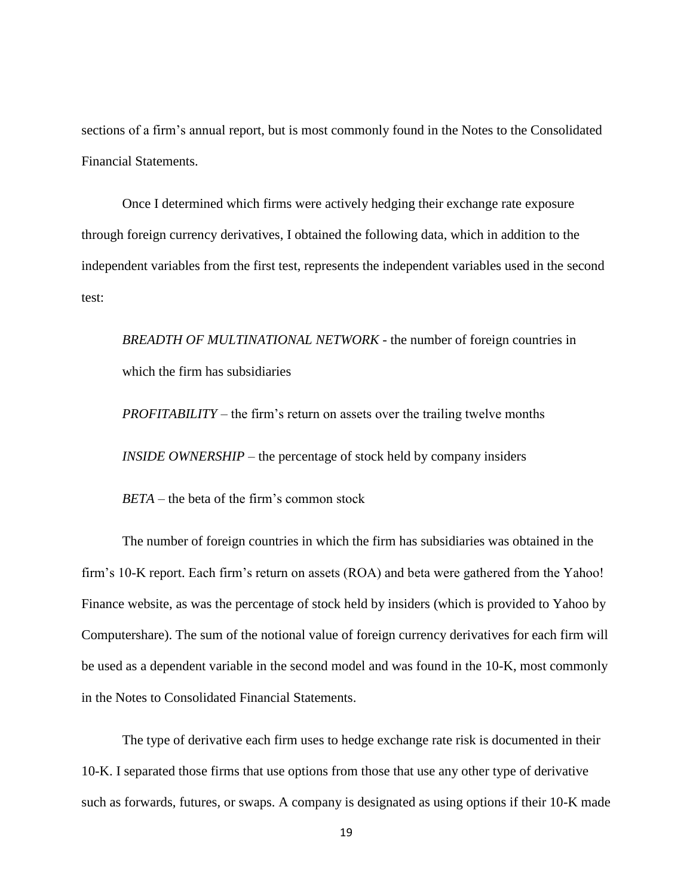sections of a firm's annual report, but is most commonly found in the Notes to the Consolidated Financial Statements.

Once I determined which firms were actively hedging their exchange rate exposure through foreign currency derivatives, I obtained the following data, which in addition to the independent variables from the first test, represents the independent variables used in the second test:

*BREADTH OF MULTINATIONAL NETWORK* - the number of foreign countries in which the firm has subsidiaries

*PROFITABILITY* – the firm's return on assets over the trailing twelve months

*INSIDE OWNERSHIP* – the percentage of stock held by company insiders

*BETA* – the beta of the firm's common stock

The number of foreign countries in which the firm has subsidiaries was obtained in the firm's 10-K report. Each firm's return on assets (ROA) and beta were gathered from the Yahoo! Finance website, as was the percentage of stock held by insiders (which is provided to Yahoo by Computershare). The sum of the notional value of foreign currency derivatives for each firm will be used as a dependent variable in the second model and was found in the 10-K, most commonly in the Notes to Consolidated Financial Statements.

The type of derivative each firm uses to hedge exchange rate risk is documented in their 10-K. I separated those firms that use options from those that use any other type of derivative such as forwards, futures, or swaps. A company is designated as using options if their 10-K made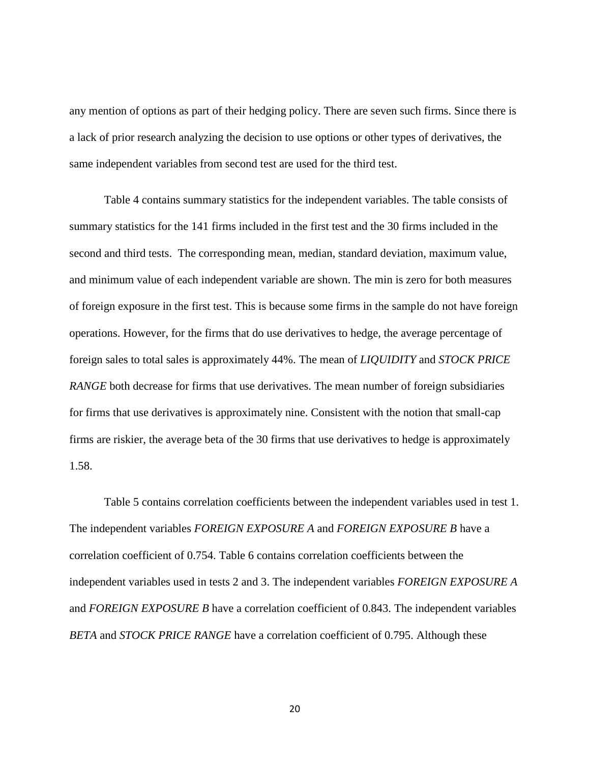any mention of options as part of their hedging policy. There are seven such firms. Since there is a lack of prior research analyzing the decision to use options or other types of derivatives, the same independent variables from second test are used for the third test.

Table 4 contains summary statistics for the independent variables. The table consists of summary statistics for the 141 firms included in the first test and the 30 firms included in the second and third tests. The corresponding mean, median, standard deviation, maximum value, and minimum value of each independent variable are shown. The min is zero for both measures of foreign exposure in the first test. This is because some firms in the sample do not have foreign operations. However, for the firms that do use derivatives to hedge, the average percentage of foreign sales to total sales is approximately 44%. The mean of *LIQUIDITY* and *STOCK PRICE RANGE* both decrease for firms that use derivatives. The mean number of foreign subsidiaries for firms that use derivatives is approximately nine. Consistent with the notion that small-cap firms are riskier, the average beta of the 30 firms that use derivatives to hedge is approximately 1.58.

Table 5 contains correlation coefficients between the independent variables used in test 1. The independent variables *FOREIGN EXPOSURE A* and *FOREIGN EXPOSURE B* have a correlation coefficient of 0.754. Table 6 contains correlation coefficients between the independent variables used in tests 2 and 3. The independent variables *FOREIGN EXPOSURE A* and *FOREIGN EXPOSURE B* have a correlation coefficient of 0.843. The independent variables *BETA* and *STOCK PRICE RANGE* have a correlation coefficient of 0.795. Although these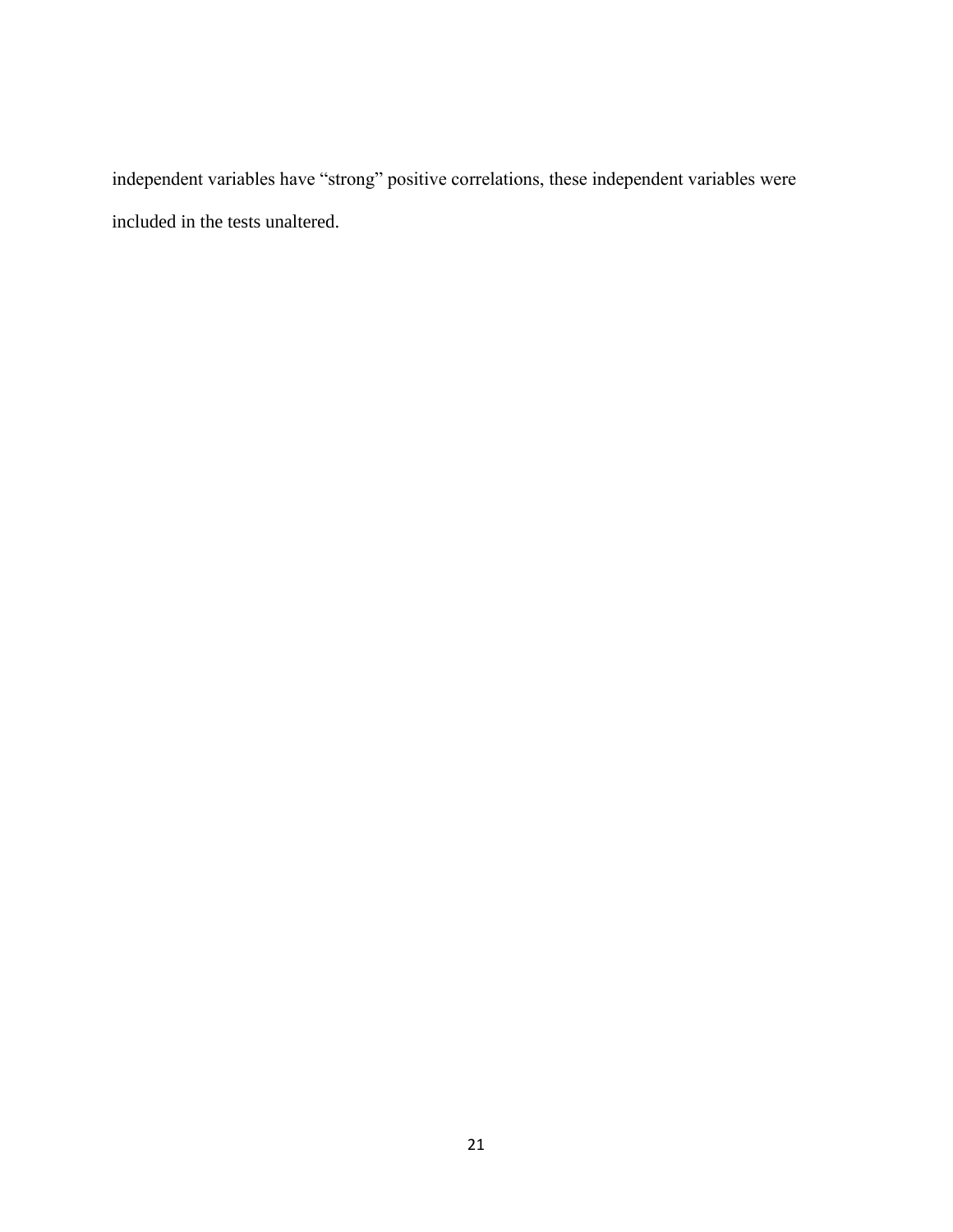independent variables have “strong” positive correlations, these independent variables were included in the tests unaltered.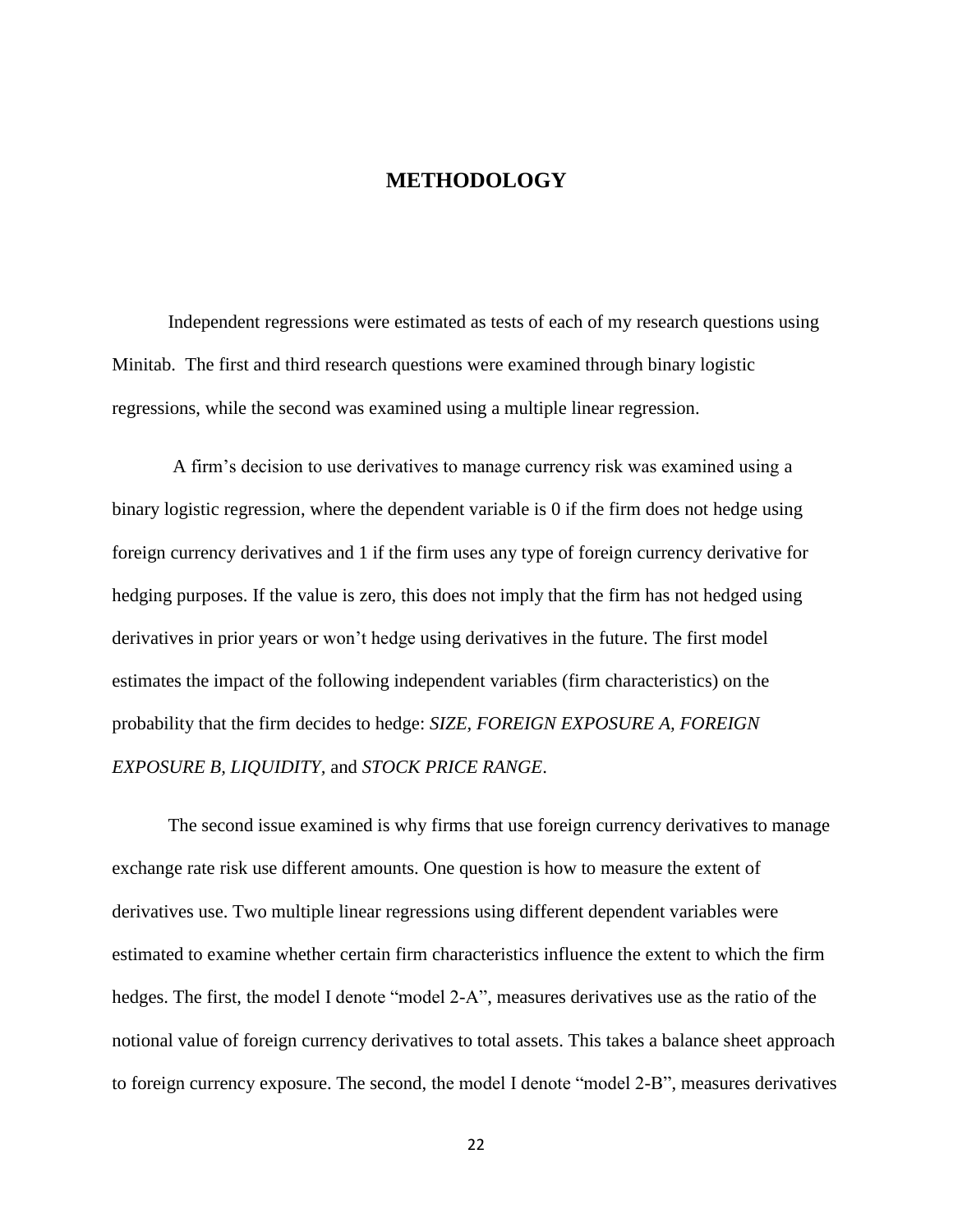# METHODOLOGY

Independent regressions were estimated as tests of each of my research questions using Minitab. The first and third research questions were examined through binary logistic regressions, while the second was examined using a multiple linear regression.

A firm's decision to use derivatives to manage currency risk was examined using a binary logistic regression, where the dependent variable is 0 if the firm does not hedge using foreign currency derivatives and 1 if the firm uses any type of foreign currency derivative for hedging purposes. If the value is zero, this does not imply that the firm has not hedged using derivatives in prior years or won't hedge using derivatives in the future. The first model estimates the impact of the following independent variables (firm characteristics) on the probability that the firm decides to hedge: *SIZE, FOREIGN EXPOSURE A, FOREIGN EXPOSURE B, LIQUIDITY,* and *STOCK PRICE RANGE*.

The second issue examined is why firms that use foreign currency derivatives to manage exchange rate risk use different amounts. One question is how to measure the extent of derivatives use. Two multiple linear regressions using different dependent variables were estimated to examine whether certain firm characteristics influence the extent to which the firm hedges. The first, the model I denote "model 2-A", measures derivatives use as the ratio of the notional value of foreign currency derivatives to total assets. This takes a balance sheet approach to foreign currency exposure. The second, the model I denote "model 2-B", measures derivatives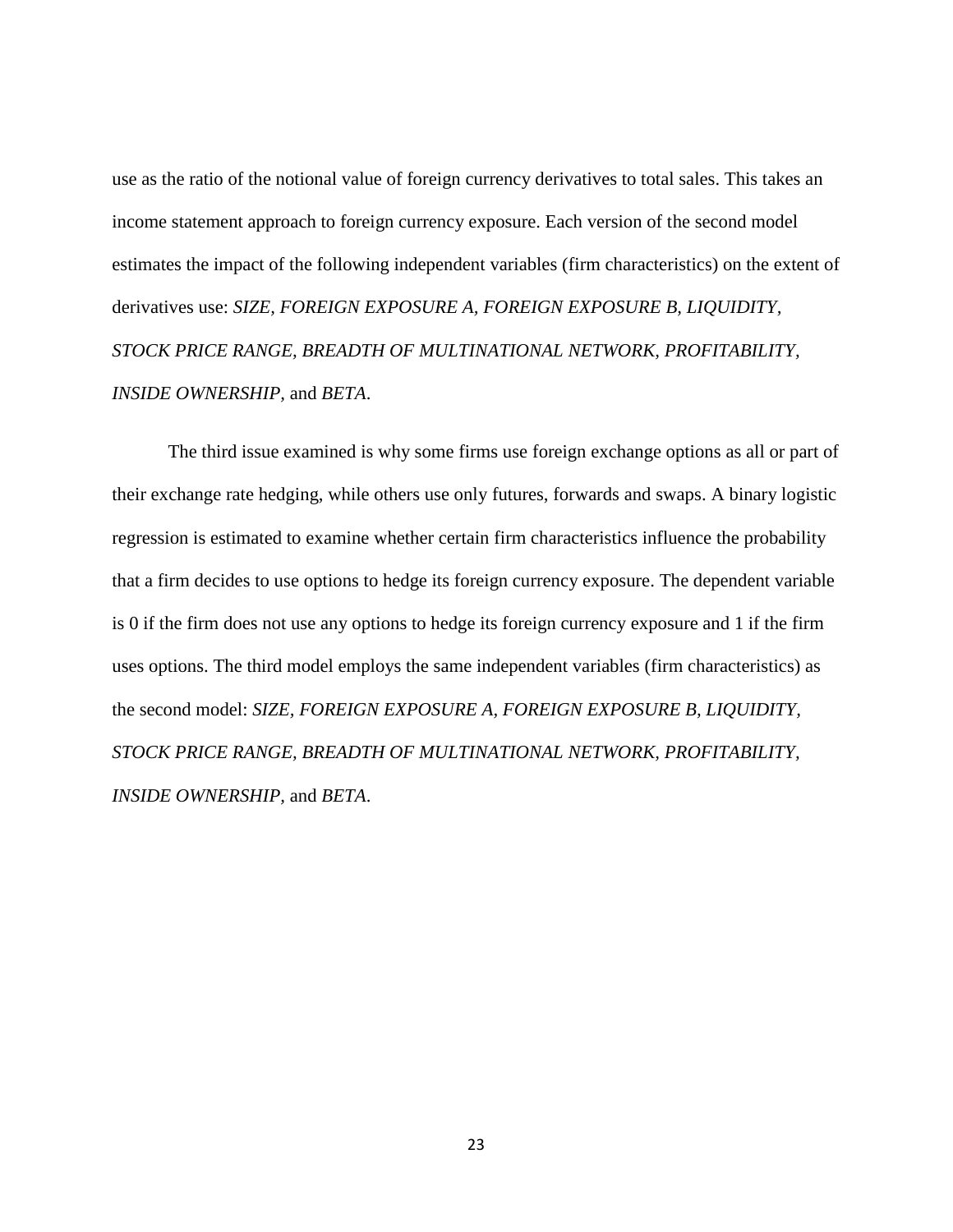use as the ratio of the notional value of foreign currency derivatives to total sales. This takes an income statement approach to foreign currency exposure. Each version of the second model estimates the impact of the following independent variables (firm characteristics) on the extent of derivatives use: *SIZE, FOREIGN EXPOSURE A, FOREIGN EXPOSURE B, LIQUIDITY, STOCK PRICE RANGE, BREADTH OF MULTINATIONAL NETWORK, PROFITABILITY, INSIDE OWNERSHIP*, and *BETA*.

The third issue examined is why some firms use foreign exchange options as all or part of their exchange rate hedging, while others use only futures, forwards and swaps. A binary logistic regression is estimated to examine whether certain firm characteristics influence the probability that a firm decides to use options to hedge its foreign currency exposure. The dependent variable is 0 if the firm does not use any options to hedge its foreign currency exposure and 1 if the firm uses options. The third model employs the same independent variables (firm characteristics) as the second model: *SIZE, FOREIGN EXPOSURE A, FOREIGN EXPOSURE B, LIQUIDITY, STOCK PRICE RANGE, BREADTH OF MULTINATIONAL NETWORK, PROFITABILITY, INSIDE OWNERSHIP*, and *BETA*.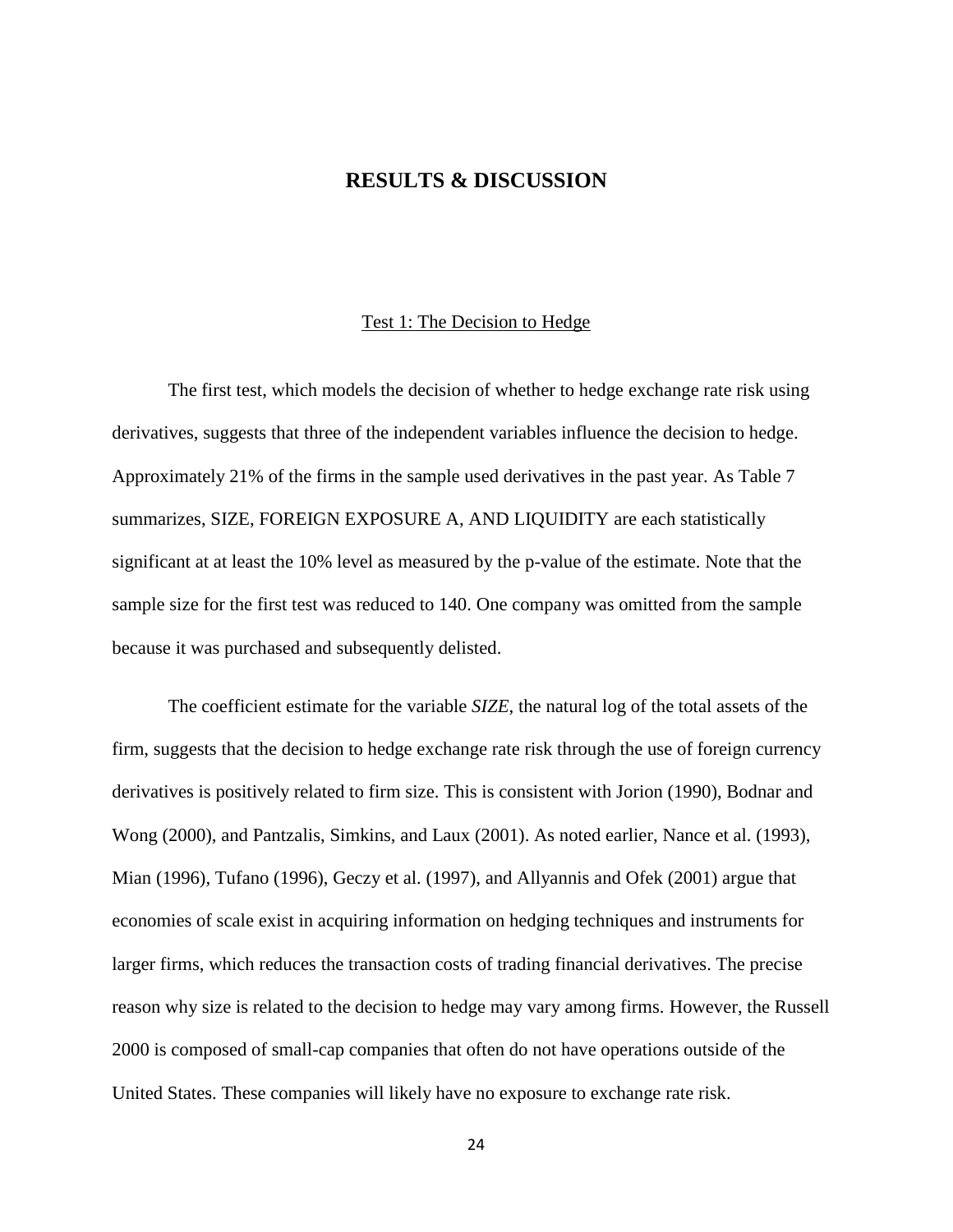# RESULTS & DISCUSSION

## Test 1: The Decision to Hedge

The first test, which models the decision of whether to hedge exchange rate risk using derivatives, suggests that three of the independent variables influence the decision to hedge. Approximately 21% of the firms in the sample used derivatives in the past year. As Table 7 summarizes, SIZE, FOREIGN EXPOSURE A, AND LIQUIDITY are each statistically significant at at least the 10% level as measured by the p-value of the estimate. Note that the sample size for the first test was reduced to 140. One company was omitted from the sample because it was purchased and subsequently delisted.

The coefficient estimate for the variable *SIZE*, the natural log of the total assets of the firm, suggests that the decision to hedge exchange rate risk through the use of foreign currency derivatives is positively related to firm size. This is consistent with Jorion (1990), Bodnar and Wong (2000), and Pantzalis, Simkins, and Laux (2001). As noted earlier, Nance et al. (1993), Mian (1996), Tufano (1996), Geczy et al. (1997), and Allyannis and Ofek (2001) argue that economies of scale exist in acquiring information on hedging techniques and instruments for larger firms, which reduces the transaction costs of trading financial derivatives. The precise reason why size is related to the decision to hedge may vary among firms. However, the Russell 2000 is composed of small-cap companies that often do not have operations outside of the United States. These companies will likely have no exposure to exchange rate risk.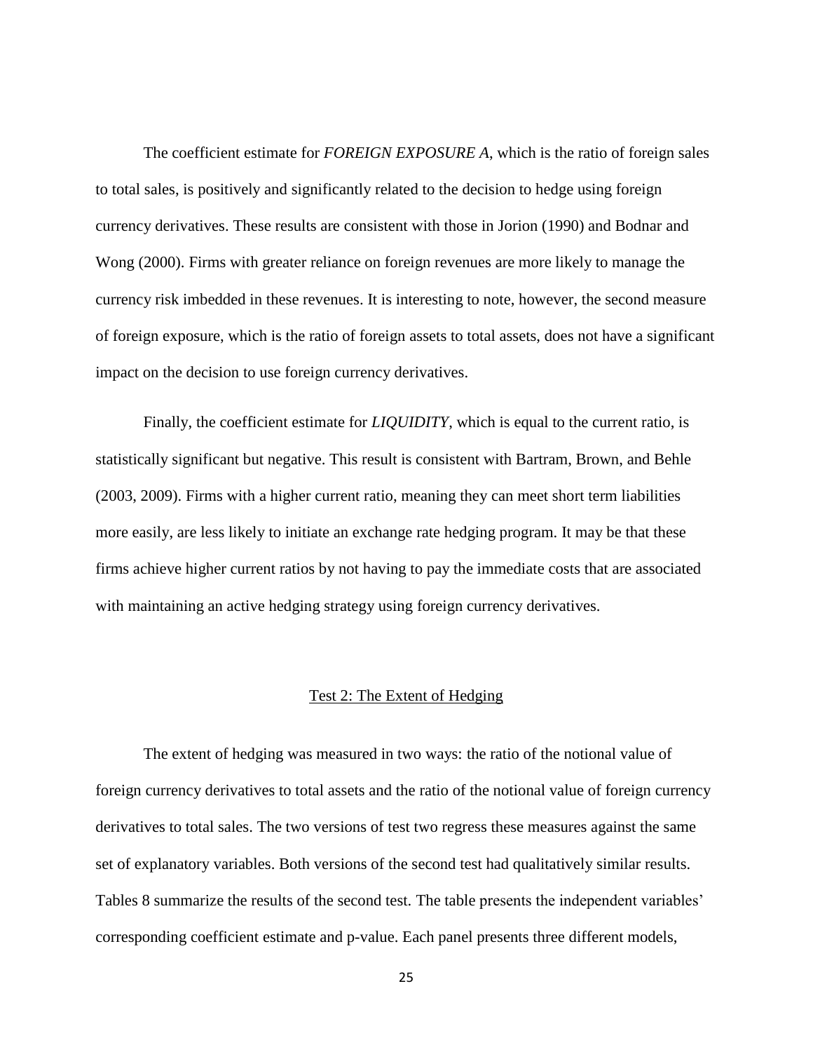The coefficient estimate for *FOREIGN EXPOSURE A*, which is the ratio of foreign sales to total sales, is positively and significantly related to the decision to hedge using foreign currency derivatives. These results are consistent with those in Jorion (1990) and Bodnar and Wong (2000). Firms with greater reliance on foreign revenues are more likely to manage the currency risk imbedded in these revenues. It is interesting to note, however, the second measure of foreign exposure, which is the ratio of foreign assets to total assets, does not have a significant impact on the decision to use foreign currency derivatives.

Finally, the coefficient estimate for *LIQUIDITY*, which is equal to the current ratio, is statistically significant but negative. This result is consistent with Bartram, Brown, and Behle (2003, 2009). Firms with a higher current ratio, meaning they can meet short term liabilities more easily, are less likely to initiate an exchange rate hedging program. It may be that these firms achieve higher current ratios by not having to pay the immediate costs that are associated with maintaining an active hedging strategy using foreign currency derivatives.

### Test 2: The Extent of Hedging

The extent of hedging was measured in two ways: the ratio of the notional value of foreign currency derivatives to total assets and the ratio of the notional value of foreign currency derivatives to total sales. The two versions of test two regress these measures against the same set of explanatory variables. Both versions of the second test had qualitatively similar results. Tables 8 summarize the results of the second test. The table presents the independent variables' corresponding coefficient estimate and p-value. Each panel presents three different models,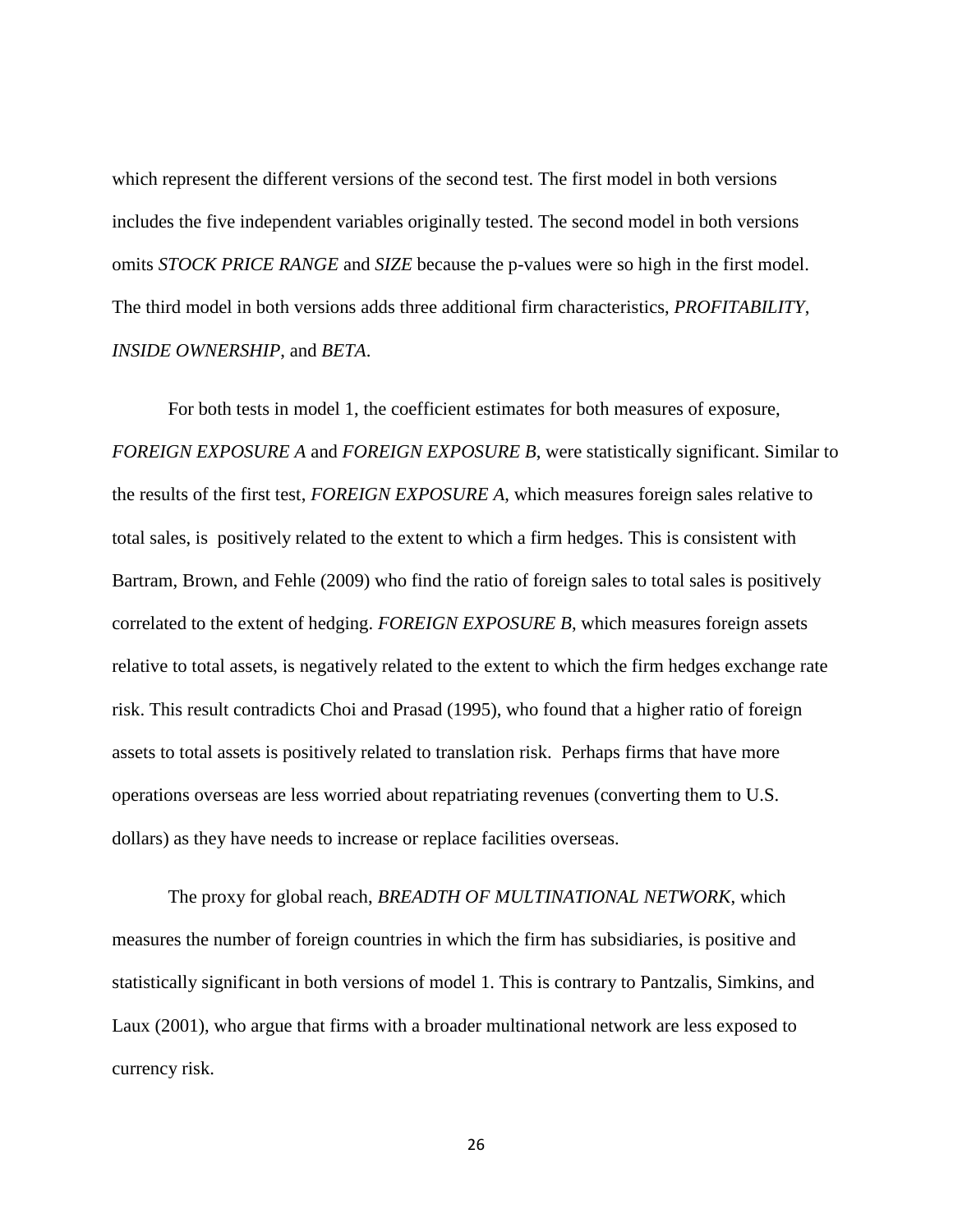which represent the different versions of the second test. The first model in both versions includes the five independent variables originally tested. The second model in both versions omits *STOCK PRICE RANGE* and *SIZE* because the p-values were so high in the first model. The third model in both versions adds three additional firm characteristics, *PROFITABILITY*, *INSIDE OWNERSHIP*, and *BETA*.

For both tests in model 1, the coefficient estimates for both measures of exposure, *FOREIGN EXPOSURE A* and *FOREIGN EXPOSURE B*, were statistically significant. Similar to the results of the first test, *FOREIGN EXPOSURE A*, which measures foreign sales relative to total sales, is positively related to the extent to which a firm hedges. This is consistent with Bartram, Brown, and Fehle (2009) who find the ratio of foreign sales to total sales is positively correlated to the extent of hedging. *FOREIGN EXPOSURE B*, which measures foreign assets relative to total assets, is negatively related to the extent to which the firm hedges exchange rate risk. This result contradicts Choi and Prasad (1995), who found that a higher ratio of foreign assets to total assets is positively related to translation risk. Perhaps firms that have more operations overseas are less worried about repatriating revenues (converting them to U.S. dollars) as they have needs to increase or replace facilities overseas.

The proxy for global reach, *BREADTH OF MULTINATIONAL NETWORK*, which measures the number of foreign countries in which the firm has subsidiaries, is positive and statistically significant in both versions of model 1. This is contrary to Pantzalis, Simkins, and Laux (2001), who argue that firms with a broader multinational network are less exposed to currency risk.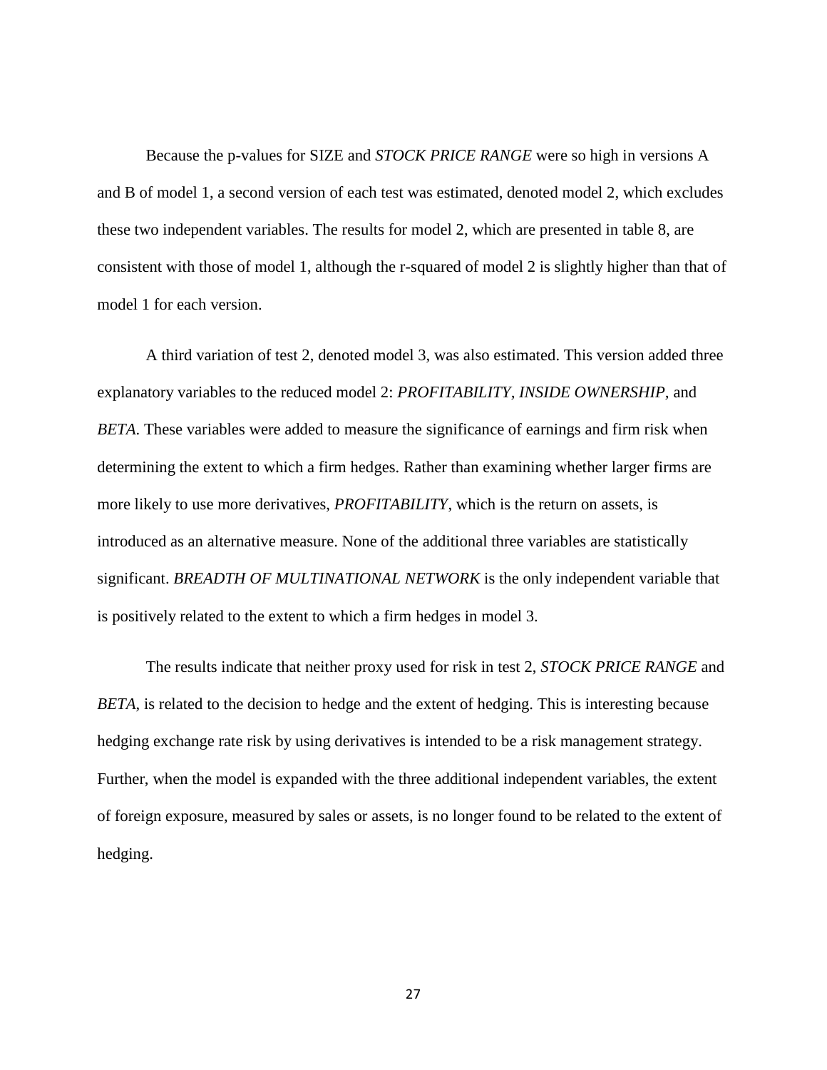Because the p-values for SIZE and *STOCK PRICE RANGE* were so high in versions A and B of model 1, a second version of each test was estimated, denoted model 2, which excludes these two independent variables. The results for model 2, which are presented in table 8, are consistent with those of model 1, although the r-squared of model 2 is slightly higher than that of model 1 for each version.

A third variation of test 2, denoted model 3, was also estimated. This version added three explanatory variables to the reduced model 2: *PROFITABILITY*, *INSIDE OWNERSHIP,* and *BETA*. These variables were added to measure the significance of earnings and firm risk when determining the extent to which a firm hedges. Rather than examining whether larger firms are more likely to use more derivatives, *PROFITABILITY*, which is the return on assets, is introduced as an alternative measure. None of the additional three variables are statistically significant. *BREADTH OF MULTINATIONAL NETWORK* is the only independent variable that is positively related to the extent to which a firm hedges in model 3.

The results indicate that neither proxy used for risk in test 2, *STOCK PRICE RANGE* and *BETA*, is related to the decision to hedge and the extent of hedging. This is interesting because hedging exchange rate risk by using derivatives is intended to be a risk management strategy. Further, when the model is expanded with the three additional independent variables, the extent of foreign exposure, measured by sales or assets, is no longer found to be related to the extent of hedging.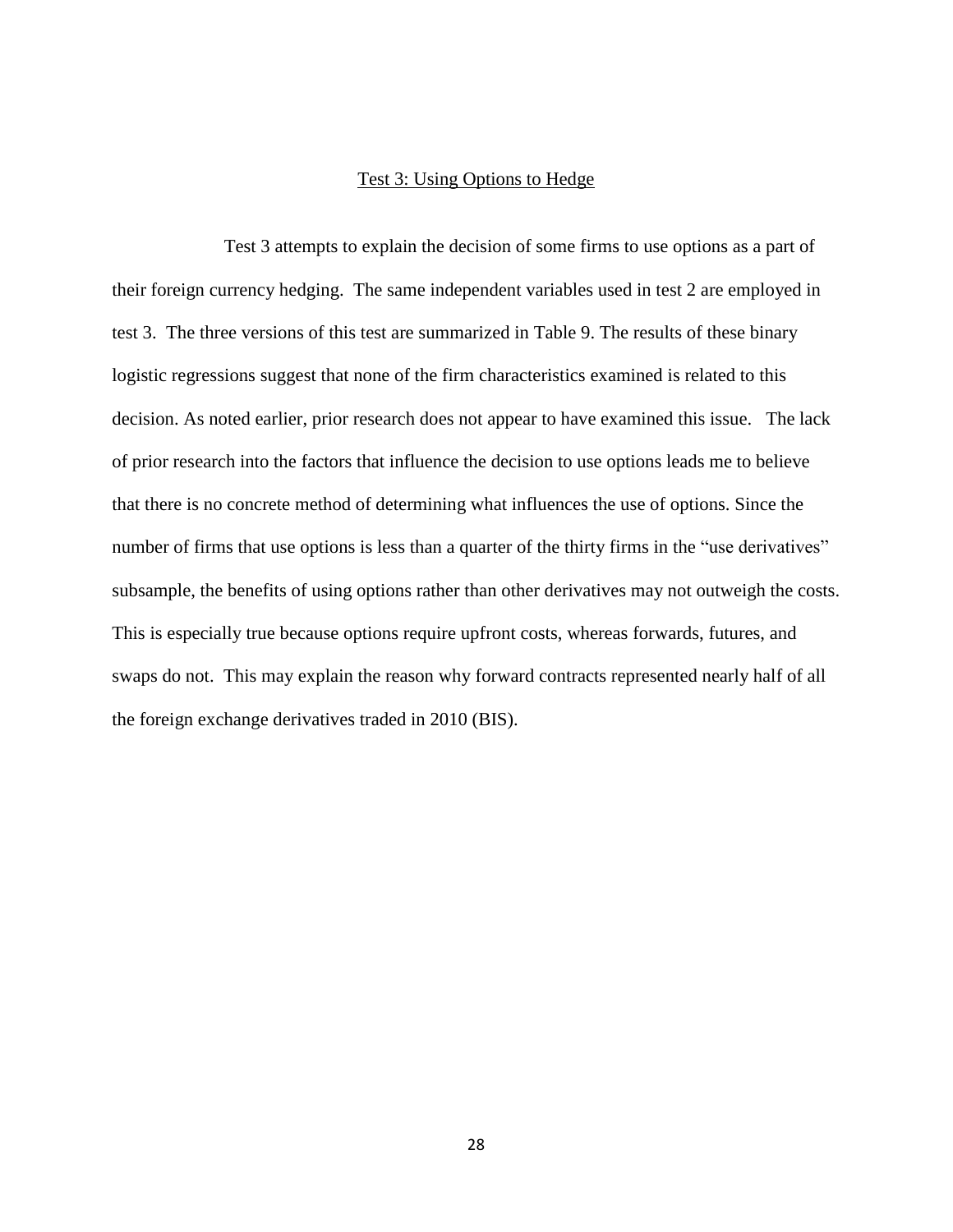## Test 3: Using Options to Hedge

Test 3 attempts to explain the decision of some firms to use options as a part of their foreign currency hedging. The same independent variables used in test 2 are employed in test 3. The three versions of this test are summarized in Table 9. The results of these binary logistic regressions suggest that none of the firm characteristics examined is related to this decision. As noted earlier, prior research does not appear to have examined this issue. The lack of prior research into the factors that influence the decision to use options leads me to believe that there is no concrete method of determining what influences the use of options. Since the number of firms that use options is less than a quarter of the thirty firms in the "use derivatives" subsample, the benefits of using options rather than other derivatives may not outweigh the costs. This is especially true because options require upfront costs, whereas forwards, futures, and swaps do not. This may explain the reason why forward contracts represented nearly half of all the foreign exchange derivatives traded in 2010 (BIS).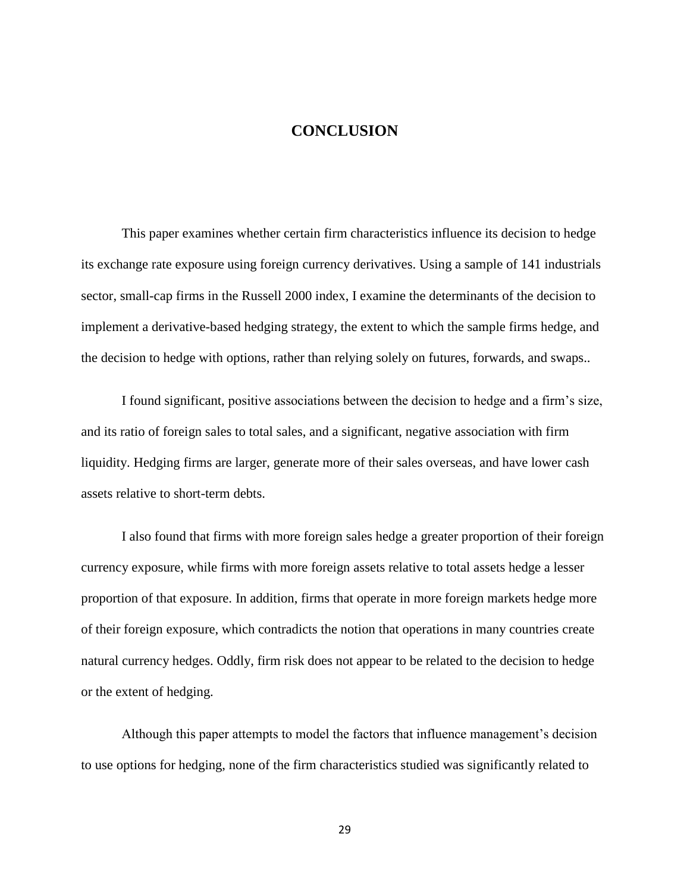# CONCLUSION

This paper examines whether certain firm characteristics influence its decision to hedge its exchange rate exposure using foreign currency derivatives. Using a sample of 141 industrials sector, small-cap firms in the Russell 2000 index, I examine the determinants of the decision to implement a derivative-based hedging strategy, the extent to which the sample firms hedge, and the decision to hedge with options, rather than relying solely on futures, forwards, and swaps..

I found significant, positive associations between the decision to hedge and a firm's size, and its ratio of foreign sales to total sales, and a significant, negative association with firm liquidity. Hedging firms are larger, generate more of their sales overseas, and have lower cash assets relative to short-term debts.

I also found that firms with more foreign sales hedge a greater proportion of their foreign currency exposure, while firms with more foreign assets relative to total assets hedge a lesser proportion of that exposure. In addition, firms that operate in more foreign markets hedge more of their foreign exposure, which contradicts the notion that operations in many countries create natural currency hedges. Oddly, firm risk does not appear to be related to the decision to hedge or the extent of hedging.

Although this paper attempts to model the factors that influence management's decision to use options for hedging, none of the firm characteristics studied was significantly related to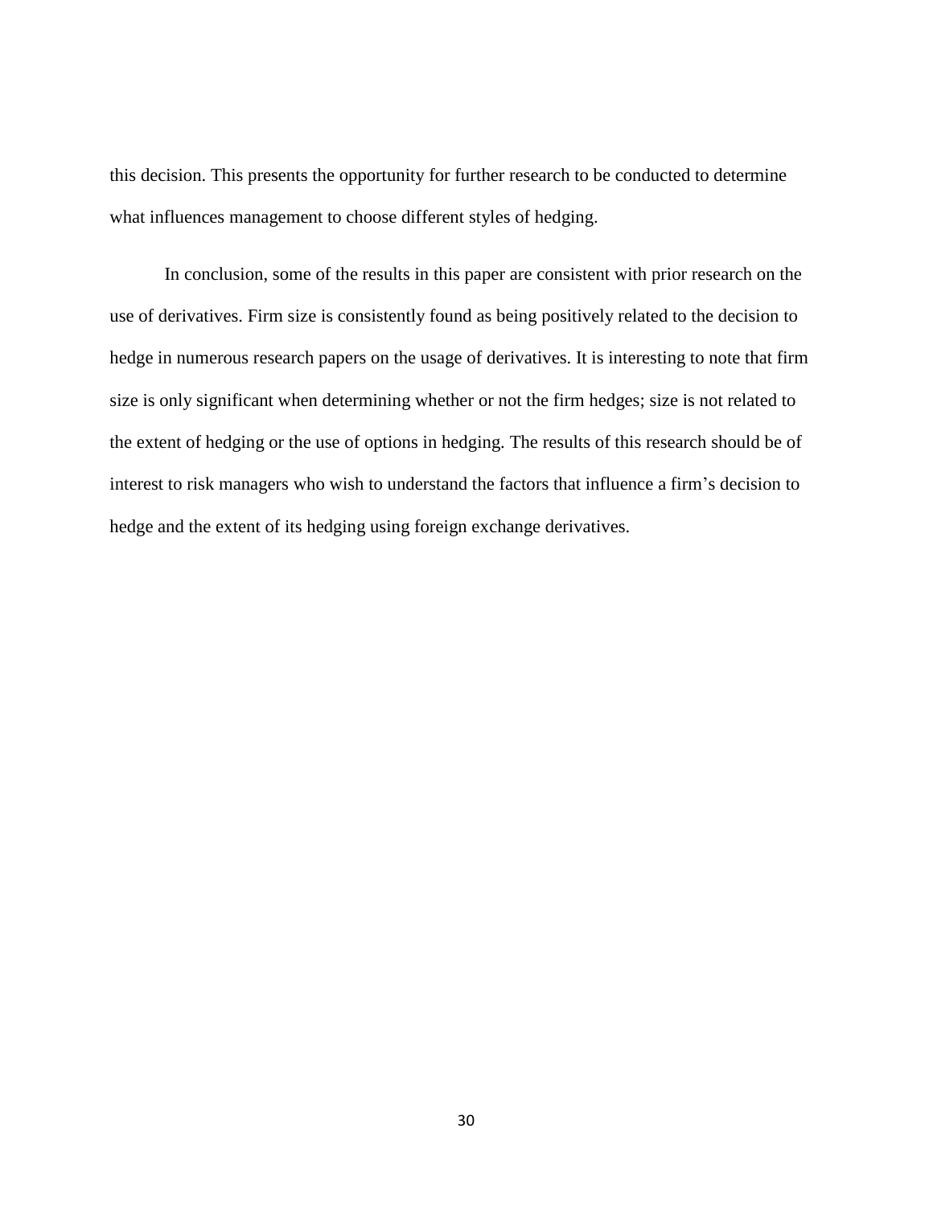this decision. This presents the opportunity for further research to be conducted to determine what influences management to choose different styles of hedging.

In conclusion, some of the results in this paper are consistent with prior research on the use of derivatives. Firm size is consistently found as being positively related to the decision to hedge in numerous research papers on the usage of derivatives. It is interesting to note that firm size is only significant when determining whether or not the firm hedges; size is not related to the extent of hedging or the use of options in hedging. The results of this research should be of interest to risk managers who wish to understand the factors that influence a firm's decision to hedge and the extent of its hedging using foreign exchange derivatives.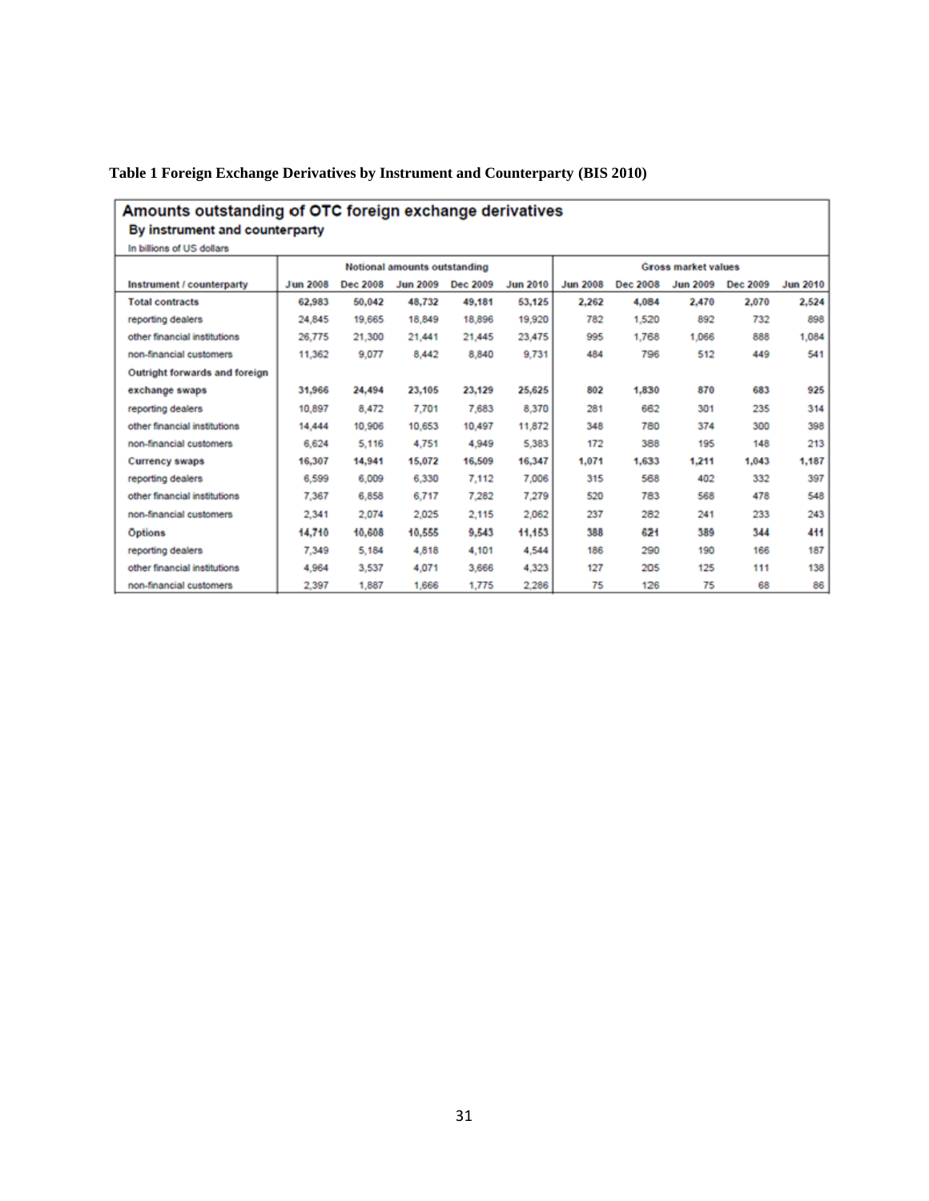**Table 1 Foreign Exchange Derivatives by Instrument and Counterparty (BIS 2010)**

**Amounts outstanding of OTC foreign exchange derivatives**

**By instrument and counterparty**

In billions of US dollars

| | Notional amounts outstanding | | | | | Gross market values | | | | |
|---|---|---|---|---|---|---|---|---|---|---|
| Instrument / counterparty | Jun 2008 | Dec 2008 | Jun 2009 | Dec 2009 | Jun 2010 | Jun 2008 | Dec 2008 | Jun 2009 | Dec 2009 | Jun 2010 |
| **Total contracts** | **62,983** | **50,042** | **48,732** | **49,181** | **53,125** | **2,262** | **4,084** | **2,470** | **2,070** | **2,524** |
| reporting dealers | 24,845 | 19,665 | 18,849 | 18,896 | 19,920 | 782 | 1,520 | 892 | 732 | 898 |
| other financial institutions | 26,775 | 21,300 | 21,441 | 21,445 | 23,475 | 995 | 1,768 | 1,066 | 888 | 1,084 |
| non-financial customers | 11,362 | 9,077 | 8,442 | 8,840 | 9,731 | 484 | 796 | 512 | 449 | 541 |
| **Outright forwards and foreign exchange swaps** | **31,966** | **24,494** | **23,105** | **23,129** | **25,625** | **802** | **1,830** | **870** | **683** | **925** |
| reporting dealers | 10,897 | 8,472 | 7,701 | 7,683 | 8,370 | 281 | 662 | 301 | 235 | 314 |
| other financial institutions | 14,444 | 10,906 | 10,653 | 10,497 | 11,872 | 348 | 780 | 374 | 300 | 398 |
| non-financial customers | 6,624 | 5,116 | 4,751 | 4,949 | 5,383 | 172 | 388 | 195 | 148 | 213 |
| **Currency swaps** | **16,307** | **14,941** | **15,072** | **16,509** | **16,347** | **1,071** | **1,633** | **1,211** | **1,043** | **1,187** |
| reporting dealers | 6,599 | 6,009 | 6,330 | 7,112 | 7,006 | 315 | 568 | 402 | 332 | 397 |
| other financial institutions | 7,367 | 6,858 | 6,717 | 7,282 | 7,279 | 520 | 783 | 568 | 478 | 548 |
| non-financial customers | 2,341 | 2,074 | 2,025 | 2,115 | 2,062 | 237 | 282 | 241 | 233 | 243 |
| **Options** | **14,710** | **10,608** | **10,555** | **9,543** | **11,153** | **388** | **621** | **389** | **344** | **411** |
| reporting dealers | 7,349 | 5,184 | 4,818 | 4,101 | 4,544 | 186 | 290 | 190 | 166 | 187 |
| other financial institutions | 4,964 | 3,537 | 4,071 | 3,666 | 4,323 | 127 | 205 | 125 | 111 | 138 |
| non-financial customers | 2,397 | 1,887 | 1,666 | 1,775 | 2,286 | 75 | 126 | 75 | 68 | 86 |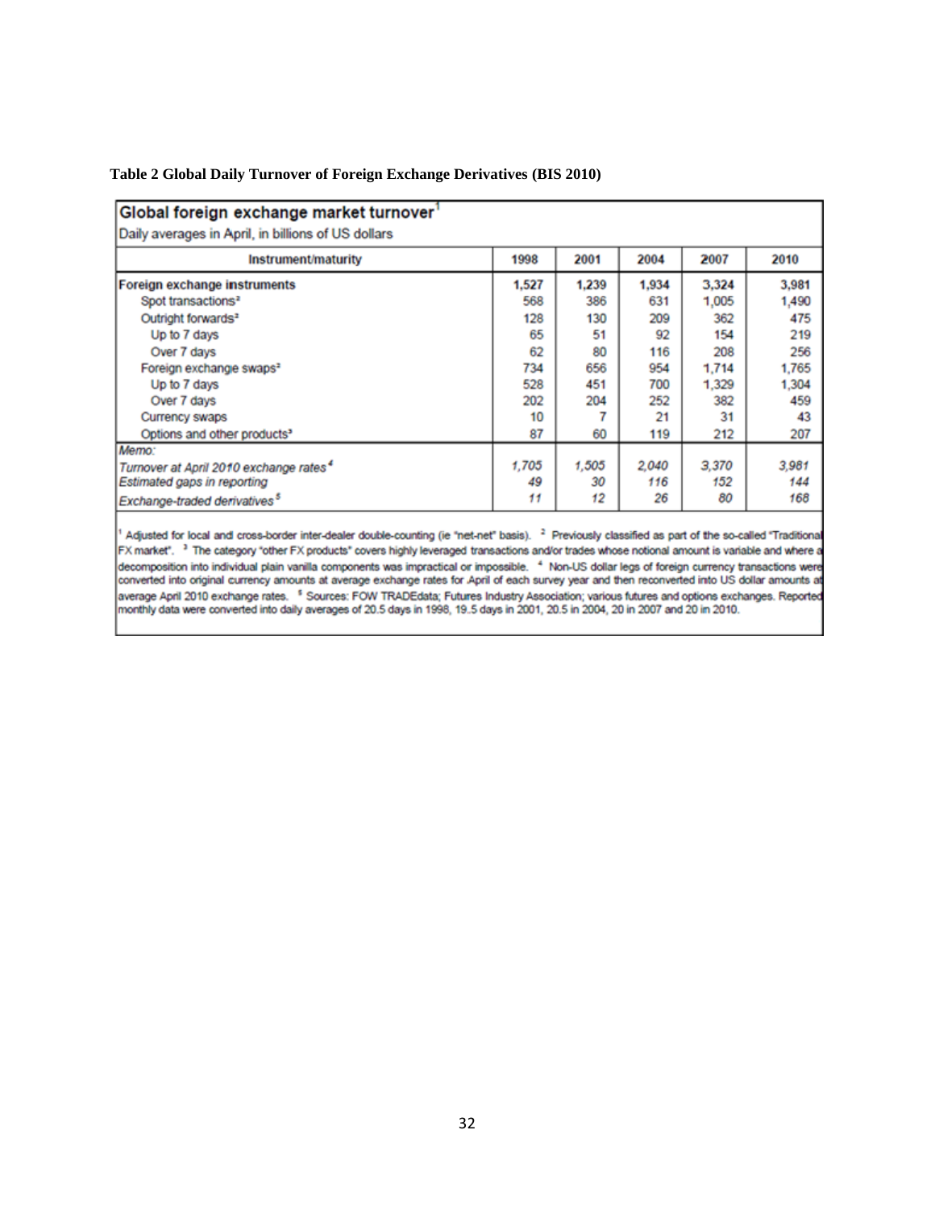**Table 2 Global Daily Turnover of Foreign Exchange Derivatives (BIS 2010)**

**Global foreign exchange market turnover**[1]

Daily averages in April, in billions of US dollars

| Instrument/maturity | 1998 | 2001 | 2004 | 2007 | 2010 |
|---|---|---|---|---|---|
| **Foreign exchange instruments** | 1,527 | 1,239 | 1,934 | 3,324 | 3,981 |
| Spot transactions[2] | 568 | 386 | 631 | 1,005 | 1,490 |
| Outright forwards[2] | 128 | 130 | 209 | 362 | 475 |
| Up to 7 days | 65 | 51 | 92 | 154 | 219 |
| Over 7 days | 62 | 80 | 116 | 208 | 256 |
| Foreign exchange swaps[2] | 734 | 656 | 954 | 1,714 | 1,765 |
| Up to 7 days | 528 | 451 | 700 | 1,329 | 1,304 |
| Over 7 days | 202 | 204 | 252 | 382 | 459 |
| Currency swaps | 10 | 7 | 21 | 31 | 43 |
| Options and other products[3] | 87 | 60 | 119 | 212 | 207 |
| *Memo:* | | | | | |
| *Turnover at April 2010 exchange rates*[4] | *1,705* | *1,505* | *2,040* | *3,370* | *3,981* |
| *Estimated gaps in reporting* | *49* | *30* | *116* | *152* | *144* |
| *Exchange-traded derivatives*[5] | *11* | *12* | *26* | *80* | *168* |

[1] Adjusted for local and cross-border inter-dealer double-counting (ie "net-net" basis). [2] Previously classified as part of the so-called "Traditional FX market". [3] The category "other FX products" covers highly leveraged transactions and/or trades whose notional amount is variable and where a decomposition into individual plain vanilla components was impractical or impossible. [4] Non-US dollar legs of foreign currency transactions were converted into original currency amounts at average exchange rates for April of each survey year and then reconverted into US dollar amounts at average April 2010 exchange rates. [5] Sources: FOW TRADEdata; Futures Industry Association; various futures and options exchanges. Reported monthly data were converted into daily averages of 20.5 days in 1998, 19.5 days in 2001, 20.5 in 2004, 20 in 2007 and 20 in 2010.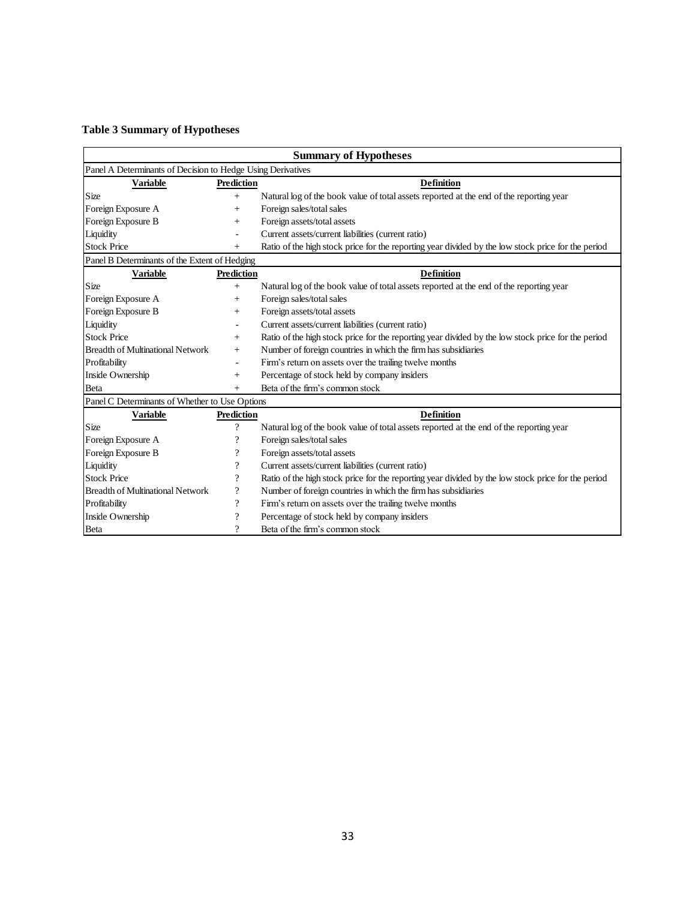**Table 3 Summary of Hypotheses**

| Summary of Hypotheses | | |
|---|---|---|
| Panel A Determinants of Decision to Hedge Using Derivatives | | |
| **Variable** | **Prediction** | **Definition** |
| Size | + | Natural log of the book value of total assets reported at the end of the reporting year |
| Foreign Exposure A | + | Foreign sales/total sales |
| Foreign Exposure B | + | Foreign assets/total assets |
| Liquidity | - | Current assets/current liabilities (current ratio) |
| Stock Price | + | Ratio of the high stock price for the reporting year divided by the low stock price for the period |
| Panel B Determinants of the Extent of Hedging | | |
| **Variable** | **Prediction** | **Definition** |
| Size | + | Natural log of the book value of total assets reported at the end of the reporting year |
| Foreign Exposure A | + | Foreign sales/total sales |
| Foreign Exposure B | + | Foreign assets/total assets |
| Liquidity | - | Current assets/current liabilities (current ratio) |
| Stock Price | + | Ratio of the high stock price for the reporting year divided by the low stock price for the period |
| Breadth of Multinational Network | + | Number of foreign countries in which the firm has subsidiaries |
| Profitability | - | Firm's return on assets over the trailing twelve months |
| Inside Ownership | + | Percentage of stock held by company insiders |
| Beta | + | Beta of the firm's common stock |
| Panel C Determinants of Whether to Use Options | | |
| **Variable** | **Prediction** | **Definition** |
| Size | ? | Natural log of the book value of total assets reported at the end of the reporting year |
| Foreign Exposure A | ? | Foreign sales/total sales |
| Foreign Exposure B | ? | Foreign assets/total assets |
| Liquidity | ? | Current assets/current liabilities (current ratio) |
| Stock Price | ? | Ratio of the high stock price for the reporting year divided by the low stock price for the period |
| Breadth of Multinational Network | ? | Number of foreign countries in which the firm has subsidiaries |
| Profitability | ? | Firm's return on assets over the trailing twelve months |
| Inside Ownership | ? | Percentage of stock held by company insiders |
| Beta | ? | Beta of the firm's common stock |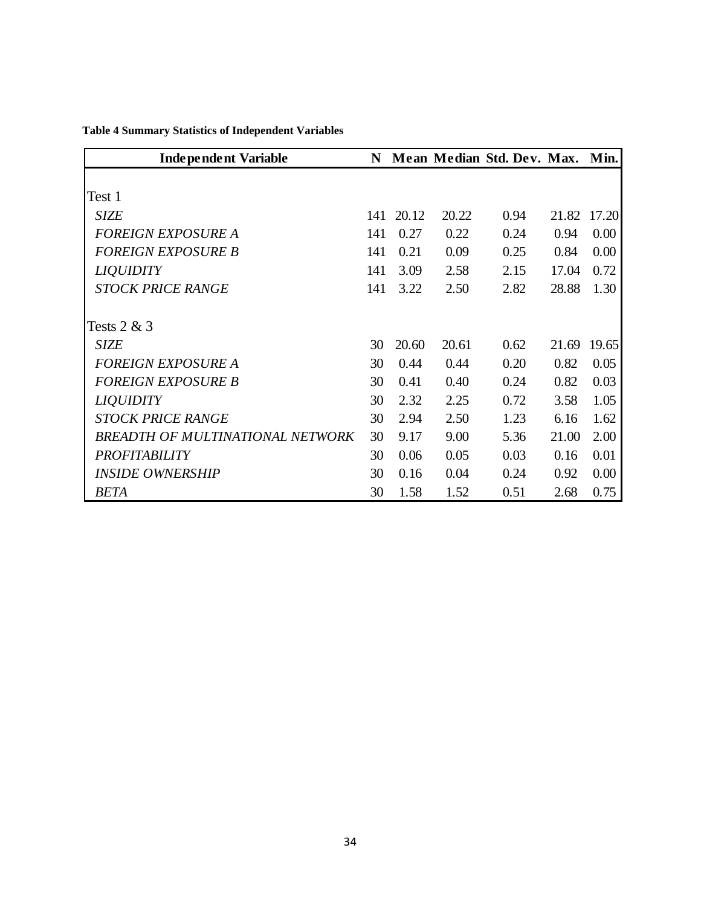**Table 4 Summary Statistics of Independent Variables**

| Independent Variable | N | Mean | Median | Std. Dev. | Max. | Min. |
|---|---|---|---|---|---|---|
| Test 1 | | | | | | |
| *SIZE* | 141 | 20.12 | 20.22 | 0.94 | 21.82 | 17.20 |
| *FOREIGN EXPOSURE A* | 141 | 0.27 | 0.22 | 0.24 | 0.94 | 0.00 |
| *FOREIGN EXPOSURE B* | 141 | 0.21 | 0.09 | 0.25 | 0.84 | 0.00 |
| *LIQUIDITY* | 141 | 3.09 | 2.58 | 2.15 | 17.04 | 0.72 |
| *STOCK PRICE RANGE* | 141 | 3.22 | 2.50 | 2.82 | 28.88 | 1.30 |
| Tests 2 & 3 | | | | | | |
| *SIZE* | 30 | 20.60 | 20.61 | 0.62 | 21.69 | 19.65 |
| *FOREIGN EXPOSURE A* | 30 | 0.44 | 0.44 | 0.20 | 0.82 | 0.05 |
| *FOREIGN EXPOSURE B* | 30 | 0.41 | 0.40 | 0.24 | 0.82 | 0.03 |
| *LIQUIDITY* | 30 | 2.32 | 2.25 | 0.72 | 3.58 | 1.05 |
| *STOCK PRICE RANGE* | 30 | 2.94 | 2.50 | 1.23 | 6.16 | 1.62 |
| *BREADTH OF MULTINATIONAL NETWORK* | 30 | 9.17 | 9.00 | 5.36 | 21.00 | 2.00 |
| *PROFITABILITY* | 30 | 0.06 | 0.05 | 0.03 | 0.16 | 0.01 |
| *INSIDE OWNERSHIP* | 30 | 0.16 | 0.04 | 0.24 | 0.92 | 0.00 |
| *BETA* | 30 | 1.58 | 1.52 | 0.51 | 2.68 | 0.75 |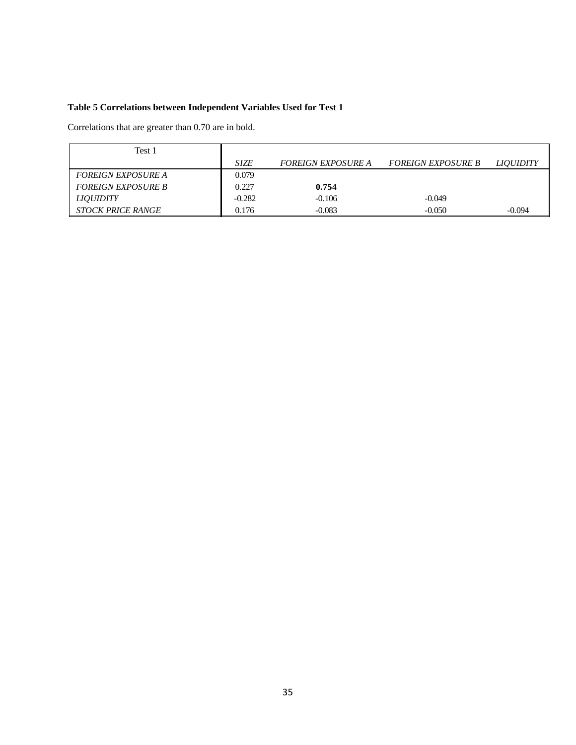**Table 5 Correlations between Independent Variables Used for Test 1**

Correlations that are greater than 0.70 are in bold.

| Test 1 | *SIZE* | *FOREIGN EXPOSURE A* | *FOREIGN EXPOSURE B* | *LIQUIDITY* |
|---|---|---|---|---|
| *FOREIGN EXPOSURE A* | 0.079 | | | |
| *FOREIGN EXPOSURE B* | 0.227 | **0.754** | | |
| *LIQUIDITY* | -0.282 | -0.106 | -0.049 | |
| *STOCK PRICE RANGE* | 0.176 | -0.083 | -0.050 | -0.094 |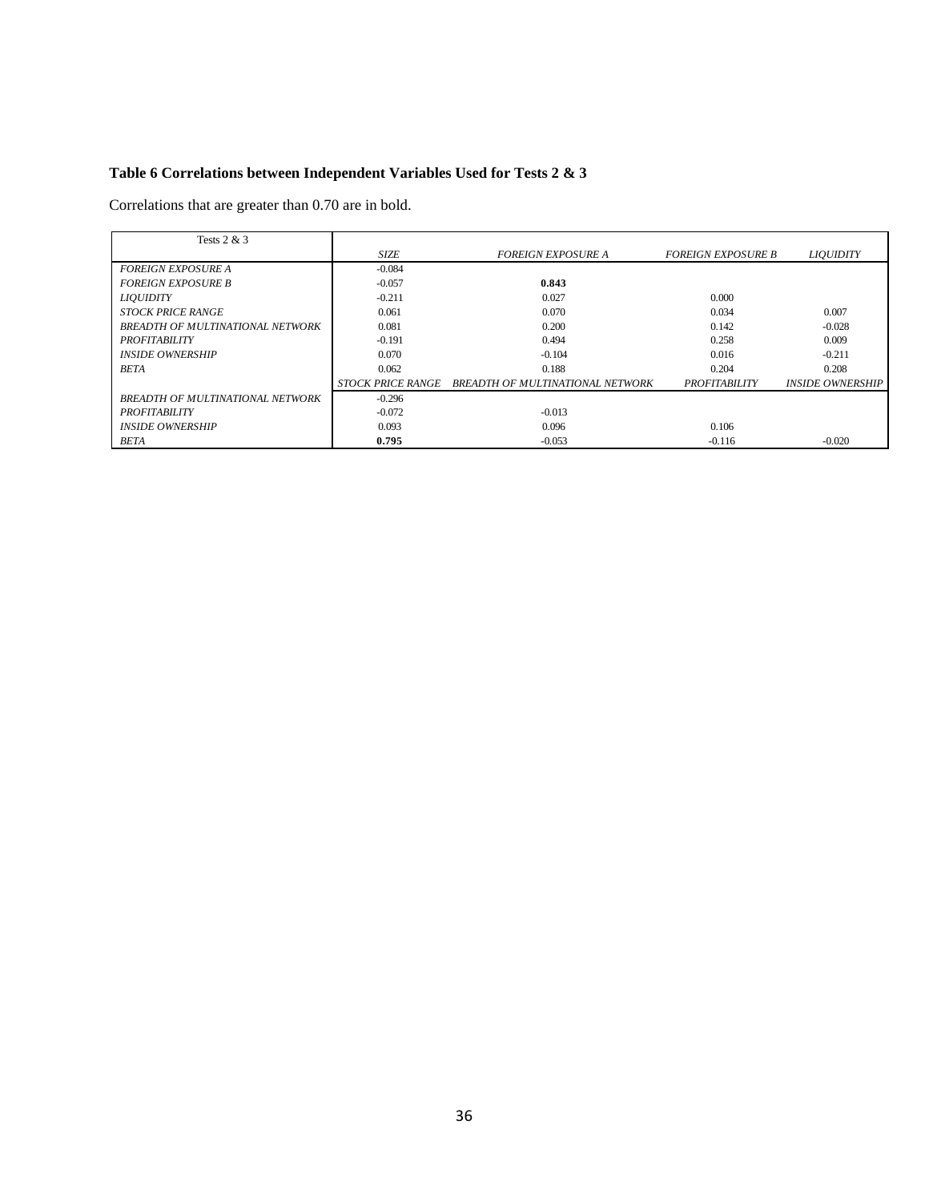**Table 6 Correlations between Independent Variables Used for Tests 2 & 3**

Correlations that are greater than 0.70 are in bold.

| Tests 2 & 3 | | | | |
|---|---|---|---|---|
| | *SIZE* | *FOREIGN EXPOSURE A* | *FOREIGN EXPOSURE B* | *LIQUIDITY* |
| *FOREIGN EXPOSURE A* | -0.084 | | | |
| *FOREIGN EXPOSURE B* | -0.057 | **0.843** | | |
| *LIQUIDITY* | -0.211 | 0.027 | 0.000 | |
| *STOCK PRICE RANGE* | 0.061 | 0.070 | 0.034 | 0.007 |
| *BREADTH OF MULTINATIONAL NETWORK* | 0.081 | 0.200 | 0.142 | -0.028 |
| *PROFITABILITY* | -0.191 | 0.494 | 0.258 | 0.009 |
| *INSIDE OWNERSHIP* | 0.070 | -0.104 | 0.016 | -0.211 |
| *BETA* | 0.062 | 0.188 | 0.204 | 0.208 |
| | *STOCK PRICE RANGE* | *BREADTH OF MULTINATIONAL NETWORK* | *PROFITABILITY* | *INSIDE OWNERSHIP* |
| *BREADTH OF MULTINATIONAL NETWORK* | -0.296 | | | |
| *PROFITABILITY* | -0.072 | -0.013 | | |
| *INSIDE OWNERSHIP* | 0.093 | 0.096 | 0.106 | |
| *BETA* | **0.795** | -0.053 | -0.116 | -0.020 |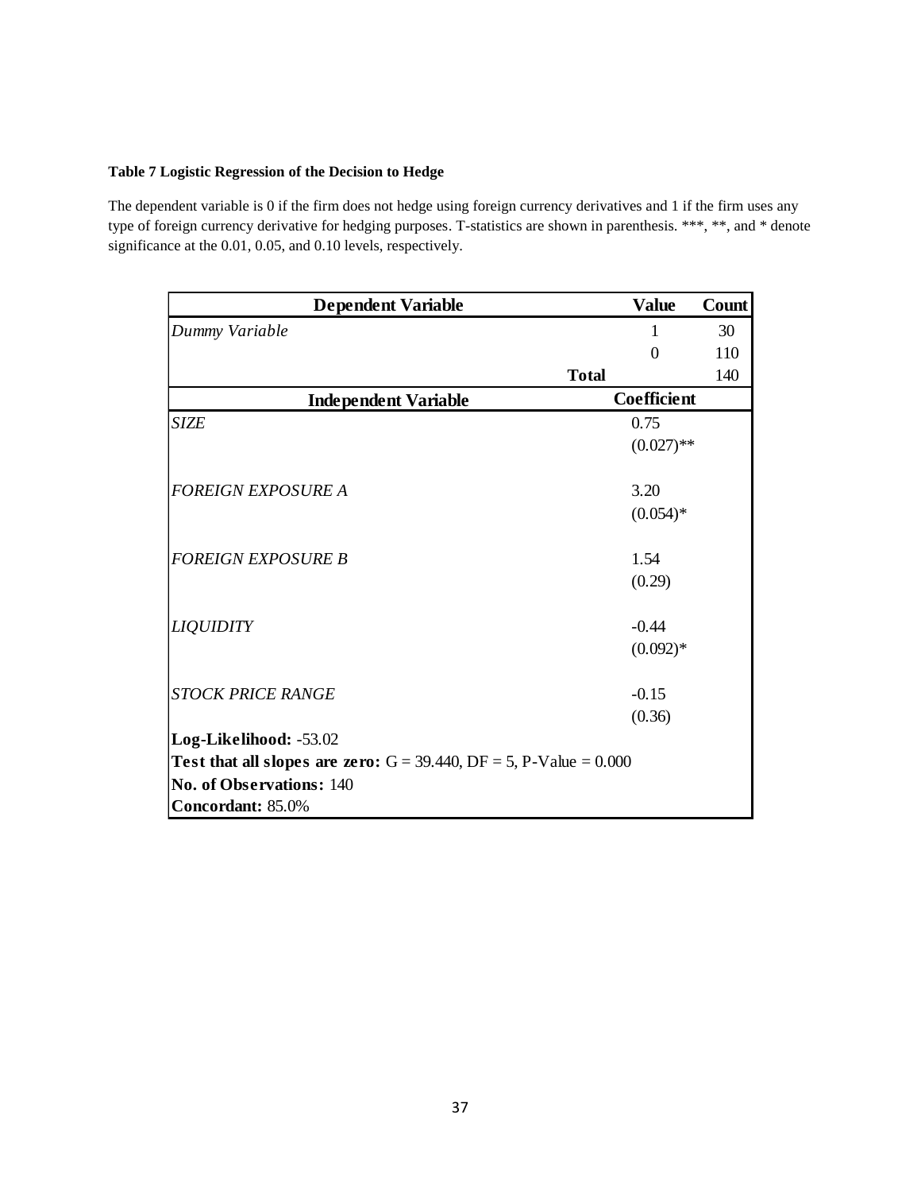**Table 7 Logistic Regression of the Decision to Hedge**

The dependent variable is 0 if the firm does not hedge using foreign currency derivatives and 1 if the firm uses any type of foreign currency derivative for hedging purposes. T-statistics are shown in parenthesis. ***, **, and * denote significance at the 0.01, 0.05, and 0.10 levels, respectively.

| **Dependent Variable** | | **Value** | **Count** |
|---|---|---|---|
| *Dummy Variable* | | 1 | 30 |
| | | 0 | 110 |
| | **Total** | | 140 |
| **Independent Variable** | | **Coefficient** | |
| *SIZE* | | 0.75 | |
| | | (0.027)** | |
| *FOREIGN EXPOSURE A* | | 3.20 | |
| | | (0.054)* | |
| *FOREIGN EXPOSURE B* | | 1.54 | |
| | | (0.29) | |
| *LIQUIDITY* | | -0.44 | |
| | | (0.092)* | |
| *STOCK PRICE RANGE* | | -0.15 | |
| | | (0.36) | |
| **Log-Likelihood:** -53.02 | | | |
| **Test that all slopes are zero:** G = 39.440, DF = 5, P-Value = 0.000 | | | |
| **No. of Observations:** 140 | | | |
| **Concordant:** 85.0% | | | |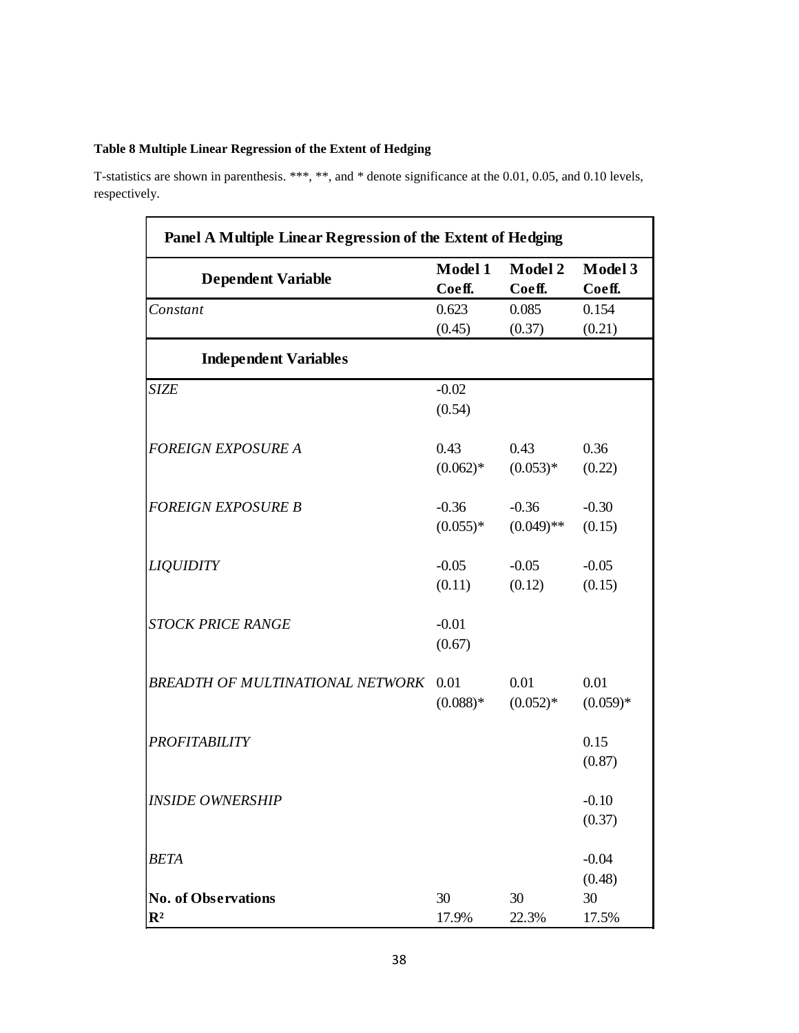**Table 8 Multiple Linear Regression of the Extent of Hedging**

T-statistics are shown in parenthesis. ***, **, and * denote significance at the 0.01, 0.05, and 0.10 levels, respectively.

| Panel A Multiple Linear Regression of the Extent of Hedging | | | |
|---|---|---|---|
| **Dependent Variable** | **Model 1 Coeff.** | **Model 2 Coeff.** | **Model 3 Coeff.** |
| *Constant* | 0.623<br>(0.45) | 0.085<br>(0.37) | 0.154<br>(0.21) |
| **Independent Variables** | | | |
| *SIZE* | -0.02<br>(0.54) | | |
| *FOREIGN EXPOSURE A* | 0.43<br>(0.062)* | 0.43<br>(0.053)* | 0.36<br>(0.22) |
| *FOREIGN EXPOSURE B* | -0.36<br>(0.055)* | -0.36<br>(0.049)** | -0.30<br>(0.15) |
| *LIQUIDITY* | -0.05<br>(0.11) | -0.05<br>(0.12) | -0.05<br>(0.15) |
| *STOCK PRICE RANGE* | -0.01<br>(0.67) | | |
| *BREADTH OF MULTINATIONAL NETWORK* | 0.01<br>(0.088)* | 0.01<br>(0.052)* | 0.01<br>(0.059)* |
| *PROFITABILITY* | | | 0.15<br>(0.87) |
| *INSIDE OWNERSHIP* | | | -0.10<br>(0.37) |
| *BETA* | | | -0.04<br>(0.48) |
| **No. of Observations** | 30 | 30 | 30 |
| $\mathbf{R^2}$ | 17.9% | 22.3% | 17.5% |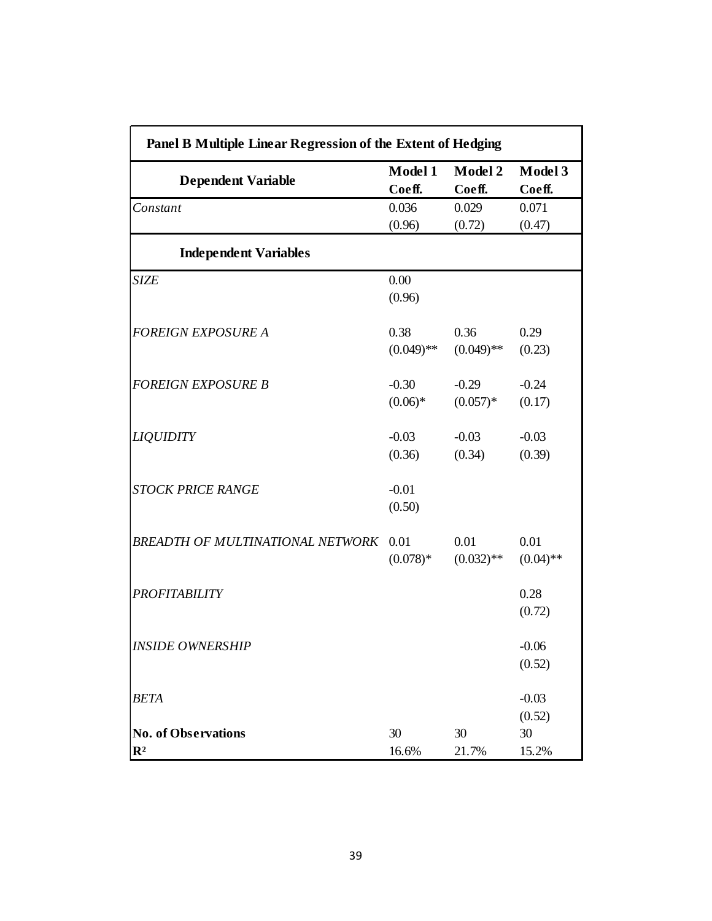**Panel B Multiple Linear Regression of the Extent of Hedging**

| Dependent Variable | Model 1 Coeff. | Model 2 Coeff. | Model 3 Coeff. |
|---|---|---|---|
| *Constant* | 0.036 | 0.029 | 0.071 |
| | (0.96) | (0.72) | (0.47) |
| **Independent Variables** | | | |
| *SIZE* | 0.00 | | |
| | (0.96) | | |
| *FOREIGN EXPOSURE A* | 0.38 | 0.36 | 0.29 |
| | (0.049)** | (0.049)** | (0.23) |
| *FOREIGN EXPOSURE B* | -0.30 | -0.29 | -0.24 |
| | (0.06)* | (0.057)* | (0.17) |
| *LIQUIDITY* | -0.03 | -0.03 | -0.03 |
| | (0.36) | (0.34) | (0.39) |
| *STOCK PRICE RANGE* | -0.01 | | |
| | (0.50) | | |
| *BREADTH OF MULTINATIONAL NETWORK* | 0.01 | 0.01 | 0.01 |
| | (0.078)* | (0.032)** | (0.04)** |
| *PROFITABILITY* | | | 0.28 |
| | | | (0.72) |
| *INSIDE OWNERSHIP* | | | -0.06 |
| | | | (0.52) |
| *BETA* | | | -0.03 |
| | | | (0.52) |
| **No. of Observations** | 30 | 30 | 30 |
| $R^2$ | 16.6% | 21.7% | 15.2% |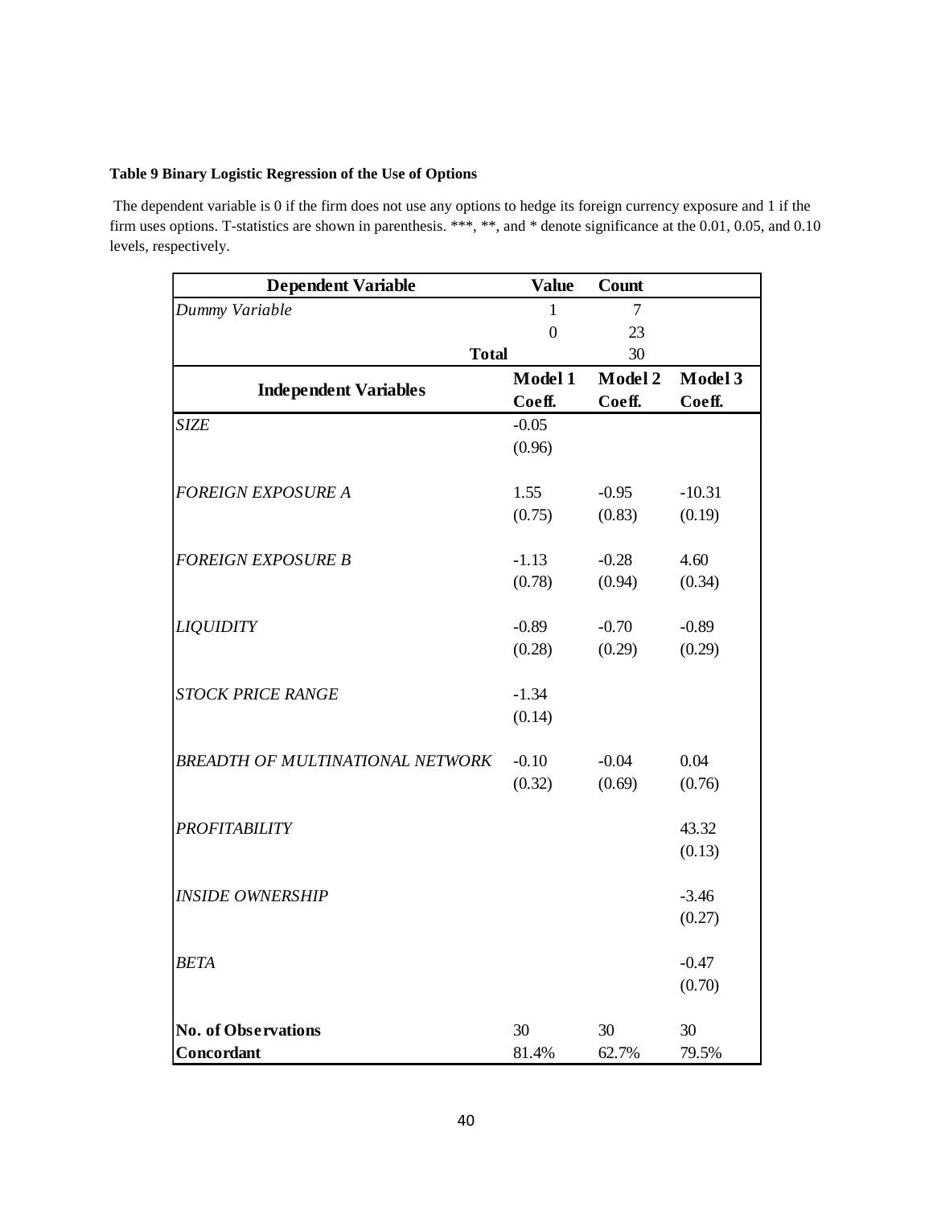**Table 9 Binary Logistic Regression of the Use of Options**

The dependent variable is 0 if the firm does not use any options to hedge its foreign currency exposure and 1 if the firm uses options. T-statistics are shown in parenthesis. ***, **, and * denote significance at the 0.01, 0.05, and 0.10 levels, respectively.

| **Dependent Variable** | **Value** | **Count** | |
|---|---|---|---|
| *Dummy Variable* | 1 | 7 | |
| | 0 | 23 | |
| **Total** | | 30 | |
| **Independent Variables** | **Model 1 Coeff.** | **Model 2 Coeff.** | **Model 3 Coeff.** |
| *SIZE* | -0.05 | | |
| | (0.96) | | |
| *FOREIGN EXPOSURE A* | 1.55 | -0.95 | -10.31 |
| | (0.75) | (0.83) | (0.19) |
| *FOREIGN EXPOSURE B* | -1.13 | -0.28 | 4.60 |
| | (0.78) | (0.94) | (0.34) |
| *LIQUIDITY* | -0.89 | -0.70 | -0.89 |
| | (0.28) | (0.29) | (0.29) |
| *STOCK PRICE RANGE* | -1.34 | | |
| | (0.14) | | |
| *BREADTH OF MULTINATIONAL NETWORK* | -0.10 | -0.04 | 0.04 |
| | (0.32) | (0.69) | (0.76) |
| *PROFITABILITY* | | | 43.32 |
| | | | (0.13) |
| *INSIDE OWNERSHIP* | | | -3.46 |
| | | | (0.27) |
| *BETA* | | | -0.47 |
| | | | (0.70) |
| **No. of Observations** | 30 | 30 | 30 |
| **Concordant** | 81.4% | 62.7% | 79.5% |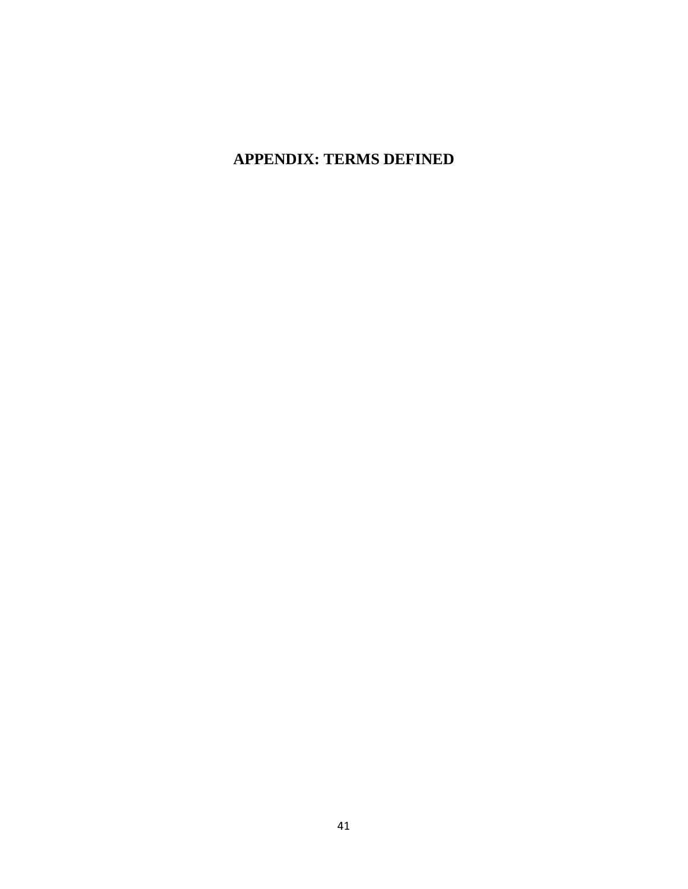# APPENDIX: TERMS DEFINED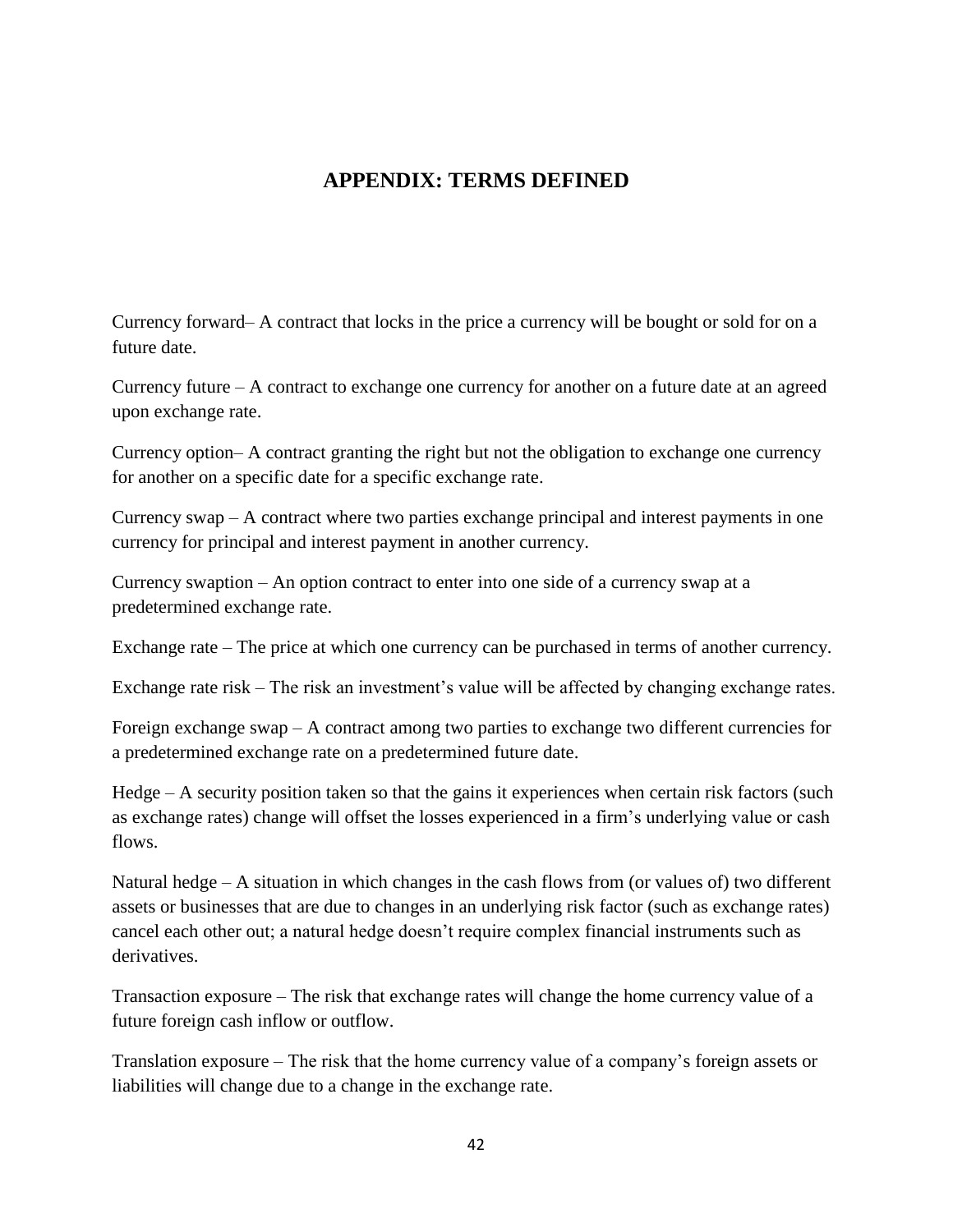# APPENDIX: TERMS DEFINED

Currency forward– A contract that locks in the price a currency will be bought or sold for on a future date.

Currency future – A contract to exchange one currency for another on a future date at an agreed upon exchange rate.

Currency option– A contract granting the right but not the obligation to exchange one currency for another on a specific date for a specific exchange rate.

Currency swap – A contract where two parties exchange principal and interest payments in one currency for principal and interest payment in another currency.

Currency swaption – An option contract to enter into one side of a currency swap at a predetermined exchange rate.

Exchange rate – The price at which one currency can be purchased in terms of another currency.

Exchange rate risk – The risk an investment's value will be affected by changing exchange rates.

Foreign exchange swap – A contract among two parties to exchange two different currencies for a predetermined exchange rate on a predetermined future date.

Hedge – A security position taken so that the gains it experiences when certain risk factors (such as exchange rates) change will offset the losses experienced in a firm's underlying value or cash flows.

Natural hedge – A situation in which changes in the cash flows from (or values of) two different assets or businesses that are due to changes in an underlying risk factor (such as exchange rates) cancel each other out; a natural hedge doesn't require complex financial instruments such as derivatives.

Transaction exposure – The risk that exchange rates will change the home currency value of a future foreign cash inflow or outflow.

Translation exposure – The risk that the home currency value of a company's foreign assets or liabilities will change due to a change in the exchange rate.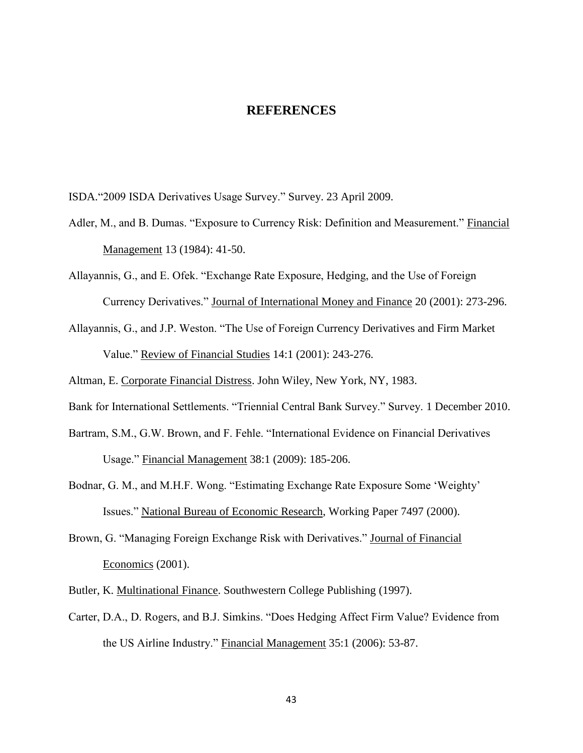# REFERENCES

ISDA."2009 ISDA Derivatives Usage Survey." Survey. 23 April 2009.

Adler, M., and B. Dumas. "Exposure to Currency Risk: Definition and Measurement." Financial Management 13 (1984): 41-50.

Allayannis, G., and E. Ofek. "Exchange Rate Exposure, Hedging, and the Use of Foreign Currency Derivatives." Journal of International Money and Finance 20 (2001): 273-296.

Allayannis, G., and J.P. Weston. "The Use of Foreign Currency Derivatives and Firm Market Value." Review of Financial Studies 14:1 (2001): 243-276.

Altman, E. Corporate Financial Distress. John Wiley, New York, NY, 1983.

Bank for International Settlements. "Triennial Central Bank Survey." Survey. 1 December 2010.

Bartram, S.M., G.W. Brown, and F. Fehle. "International Evidence on Financial Derivatives Usage." Financial Management 38:1 (2009): 185-206.

Bodnar, G. M., and M.H.F. Wong. "Estimating Exchange Rate Exposure Some 'Weighty' Issues." National Bureau of Economic Research, Working Paper 7497 (2000).

Brown, G. "Managing Foreign Exchange Risk with Derivatives." Journal of Financial Economics (2001).

Butler, K. Multinational Finance. Southwestern College Publishing (1997).

Carter, D.A., D. Rogers, and B.J. Simkins. "Does Hedging Affect Firm Value? Evidence from the US Airline Industry." Financial Management 35:1 (2006): 53-87.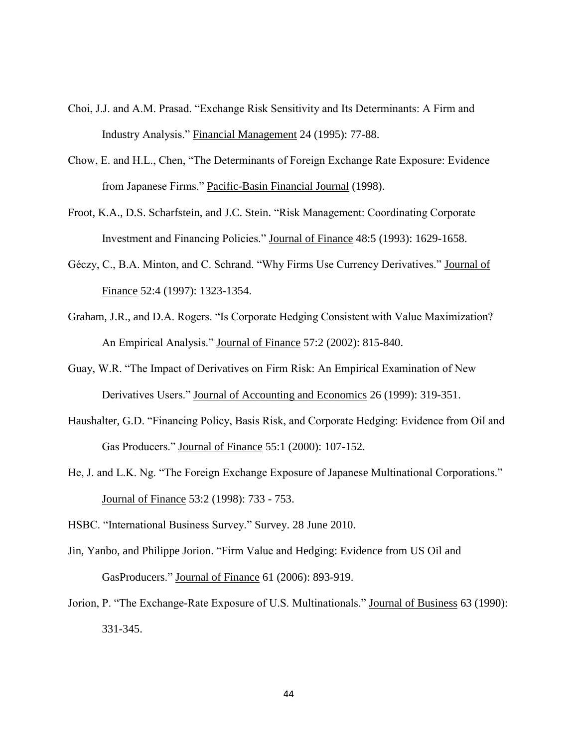Choi, J.J. and A.M. Prasad. "Exchange Risk Sensitivity and Its Determinants: A Firm and Industry Analysis." Financial Management 24 (1995): 77-88.

Chow, E. and H.L., Chen, "The Determinants of Foreign Exchange Rate Exposure: Evidence from Japanese Firms." Pacific-Basin Financial Journal (1998).

Froot, K.A., D.S. Scharfstein, and J.C. Stein. "Risk Management: Coordinating Corporate Investment and Financing Policies." Journal of Finance 48:5 (1993): 1629-1658.

Géczy, C., B.A. Minton, and C. Schrand. "Why Firms Use Currency Derivatives." Journal of Finance 52:4 (1997): 1323-1354.

Graham, J.R., and D.A. Rogers. "Is Corporate Hedging Consistent with Value Maximization? An Empirical Analysis." Journal of Finance 57:2 (2002): 815-840.

Guay, W.R. "The Impact of Derivatives on Firm Risk: An Empirical Examination of New Derivatives Users." Journal of Accounting and Economics 26 (1999): 319-351.

Haushalter, G.D. "Financing Policy, Basis Risk, and Corporate Hedging: Evidence from Oil and Gas Producers." Journal of Finance 55:1 (2000): 107-152.

He, J. and L.K. Ng. "The Foreign Exchange Exposure of Japanese Multinational Corporations." Journal of Finance 53:2 (1998): 733 - 753.

HSBC. "International Business Survey." Survey. 28 June 2010.

Jin, Yanbo, and Philippe Jorion. "Firm Value and Hedging: Evidence from US Oil and GasProducers." Journal of Finance 61 (2006): 893-919.

Jorion, P. "The Exchange-Rate Exposure of U.S. Multinationals." Journal of Business 63 (1990): 331-345.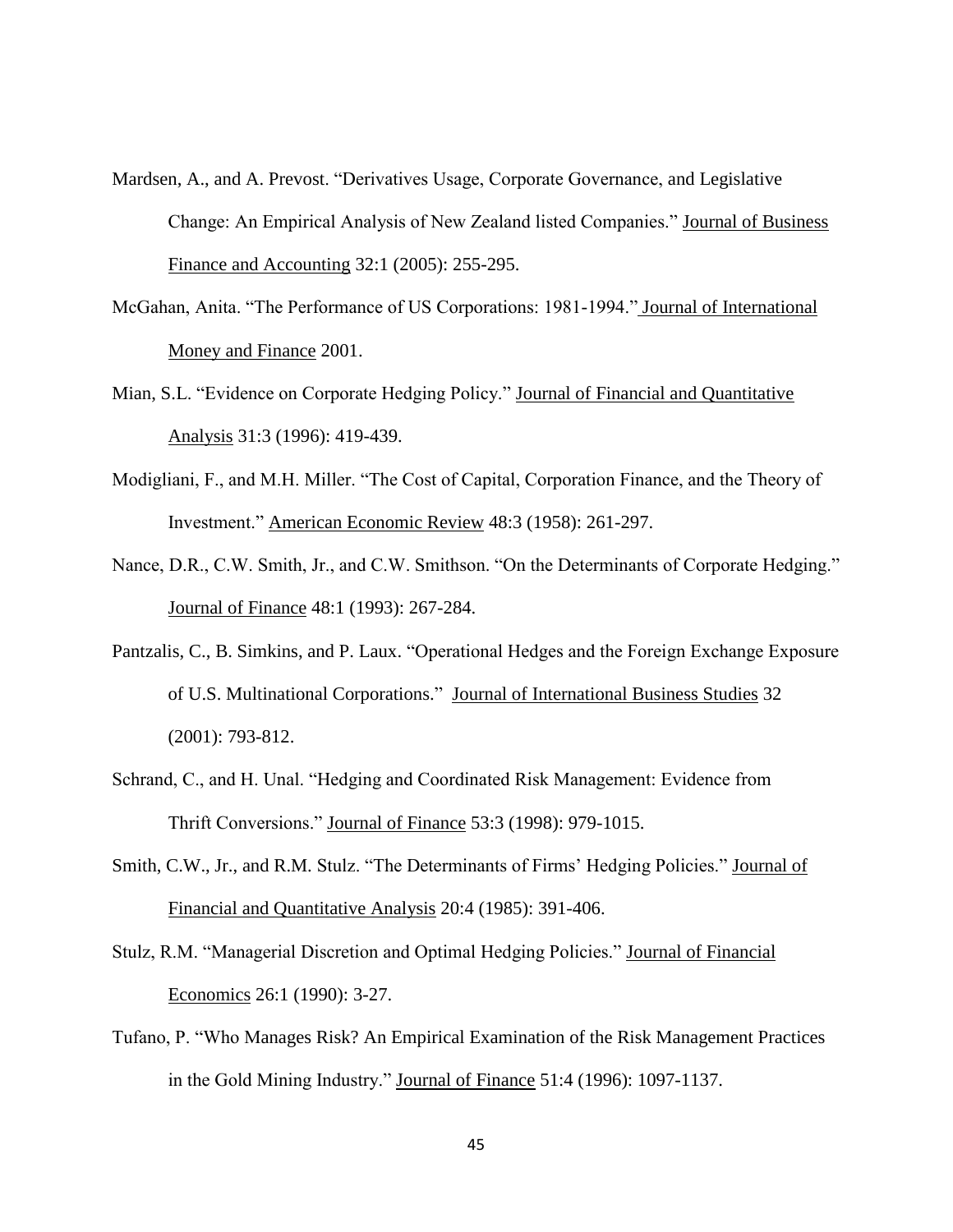Mardsen, A., and A. Prevost. “Derivatives Usage, Corporate Governance, and Legislative Change: An Empirical Analysis of New Zealand listed Companies.” Journal of Business Finance and Accounting 32:1 (2005): 255-295.

McGahan, Anita. “The Performance of US Corporations: 1981-1994.” Journal of International Money and Finance 2001.

Mian, S.L. “Evidence on Corporate Hedging Policy.” Journal of Financial and Quantitative Analysis 31:3 (1996): 419-439.

Modigliani, F., and M.H. Miller. “The Cost of Capital, Corporation Finance, and the Theory of Investment.” American Economic Review 48:3 (1958): 261-297.

Nance, D.R., C.W. Smith, Jr., and C.W. Smithson. “On the Determinants of Corporate Hedging.” Journal of Finance 48:1 (1993): 267-284.

Pantzalis, C., B. Simkins, and P. Laux. “Operational Hedges and the Foreign Exchange Exposure of U.S. Multinational Corporations.” Journal of International Business Studies 32 (2001): 793-812.

Schrand, C., and H. Unal. “Hedging and Coordinated Risk Management: Evidence from Thrift Conversions.” Journal of Finance 53:3 (1998): 979-1015.

Smith, C.W., Jr., and R.M. Stulz. “The Determinants of Firms’ Hedging Policies.” Journal of Financial and Quantitative Analysis 20:4 (1985): 391-406.

Stulz, R.M. “Managerial Discretion and Optimal Hedging Policies.” Journal of Financial Economics 26:1 (1990): 3-27.

Tufano, P. “Who Manages Risk? An Empirical Examination of the Risk Management Practices in the Gold Mining Industry.” Journal of Finance 51:4 (1996): 1097-1137.